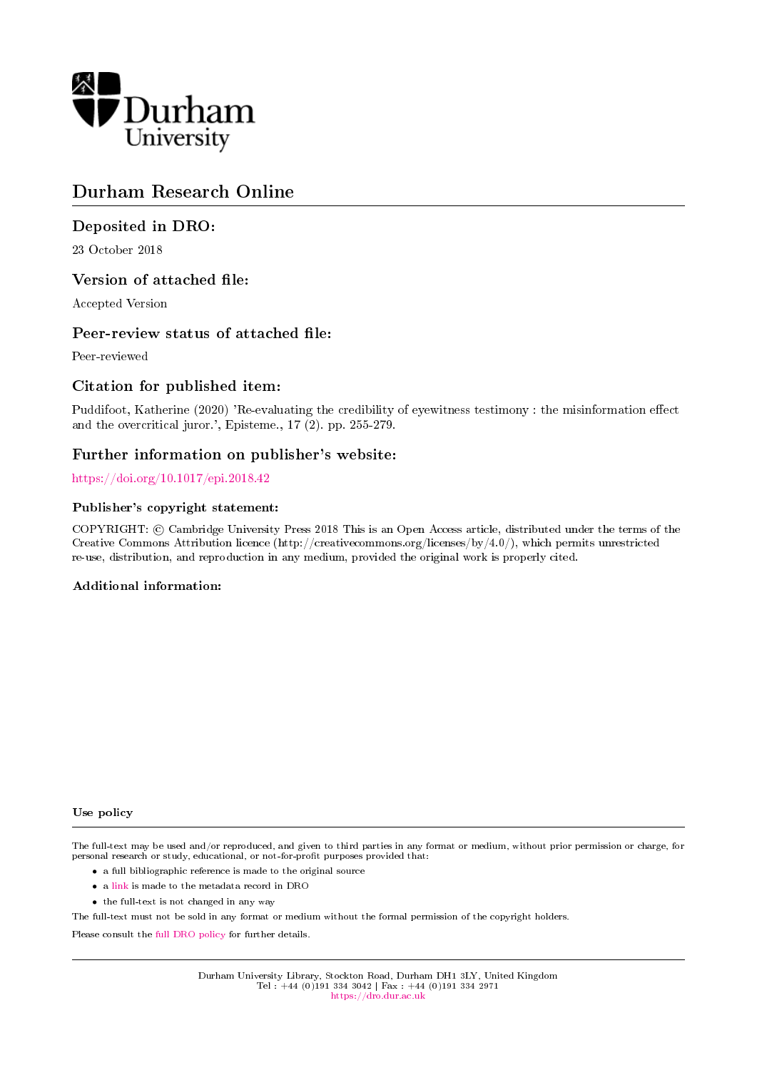# Durham Research Online

## Deposited in DRO:

23 October 2018

## Version of attached file:

Accepted Version

## Peer-review status of attached file:

Peer-reviewed

## Citation for published item:

Puddifoot, Katherine (2020) 'Re-evaluating the credibility of eyewitness testimony : the misinformation effect and the overcritical juror.', Episteme., 17 (2). pp. 255-279.

## Further information on publisher's website:

https://doi.org/10.1017/epi.2018.42

### Publisher's copyright statement:

COPYRIGHT: © Cambridge University Press 2018 This is an Open Access article, distributed under the terms of the Creative Commons Attribution licence (http://creativecommons.org/licenses/by/4.0/), which permits unrestricted re-use, distribution, and reproduction in any medium, provided the original work is properly cited.

### Additional information:

### Use policy

The full-text may be used and/or reproduced, and given to third parties in any format or medium, without prior permission or charge, for personal research or study, educational, or not-for-profit purposes provided that:

- a full bibliographic reference is made to the original source
- a link is made to the metadata record in DRO
- the full-text is not changed in any way

The full-text must not be sold in any format or medium without the formal permission of the copyright holders.

Please consult the full DRO policy for further details.

Durham University Library, Stockton Road, Durham DH1 3LY, United Kingdom
Tel : +44 (0)191 334 3042 | Fax : +44 (0)191 334 2971
https://dro.dur.ac.uk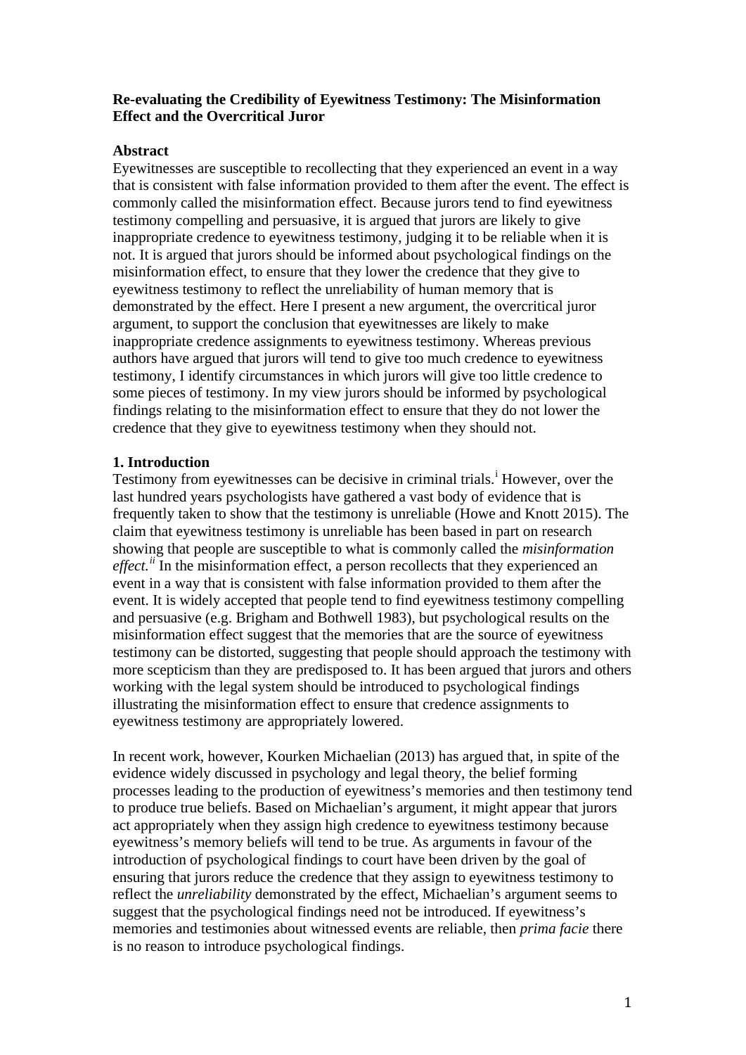**Re-evaluating the Credibility of Eyewitness Testimony: The Misinformation Effect and the Overcritical Juror**

**Abstract**

Eyewitnesses are susceptible to recollecting that they experienced an event in a way that is consistent with false information provided to them after the event. The effect is commonly called the misinformation effect. Because jurors tend to find eyewitness testimony compelling and persuasive, it is argued that jurors are likely to give inappropriate credence to eyewitness testimony, judging it to be reliable when it is not. It is argued that jurors should be informed about psychological findings on the misinformation effect, to ensure that they lower the credence that they give to eyewitness testimony to reflect the unreliability of human memory that is demonstrated by the effect. Here I present a new argument, the overcritical juror argument, to support the conclusion that eyewitnesses are likely to make inappropriate credence assignments to eyewitness testimony. Whereas previous authors have argued that jurors will tend to give too much credence to eyewitness testimony, I identify circumstances in which jurors will give too little credence to some pieces of testimony. In my view jurors should be informed by psychological findings relating to the misinformation effect to ensure that they do not lower the credence that they give to eyewitness testimony when they should not.

**1. Introduction**

Testimony from eyewitnesses can be decisive in criminal trials.[i] However, over the last hundred years psychologists have gathered a vast body of evidence that is frequently taken to show that the testimony is unreliable (Howe and Knott 2015). The claim that eyewitness testimony is unreliable has been based in part on research showing that people are susceptible to what is commonly called the *misinformation effect.*[ii] In the misinformation effect, a person recollects that they experienced an event in a way that is consistent with false information provided to them after the event. It is widely accepted that people tend to find eyewitness testimony compelling and persuasive (e.g. Brigham and Bothwell 1983), but psychological results on the misinformation effect suggest that the memories that are the source of eyewitness testimony can be distorted, suggesting that people should approach the testimony with more scepticism than they are predisposed to. It has been argued that jurors and others working with the legal system should be introduced to psychological findings illustrating the misinformation effect to ensure that credence assignments to eyewitness testimony are appropriately lowered.

In recent work, however, Kourken Michaelian (2013) has argued that, in spite of the evidence widely discussed in psychology and legal theory, the belief forming processes leading to the production of eyewitness's memories and then testimony tend to produce true beliefs. Based on Michaelian's argument, it might appear that jurors act appropriately when they assign high credence to eyewitness testimony because eyewitness's memory beliefs will tend to be true. As arguments in favour of the introduction of psychological findings to court have been driven by the goal of ensuring that jurors reduce the credence that they assign to eyewitness testimony to reflect the *unreliability* demonstrated by the effect, Michaelian's argument seems to suggest that the psychological findings need not be introduced. If eyewitness's memories and testimonies about witnessed events are reliable, then *prima facie* there is no reason to introduce psychological findings.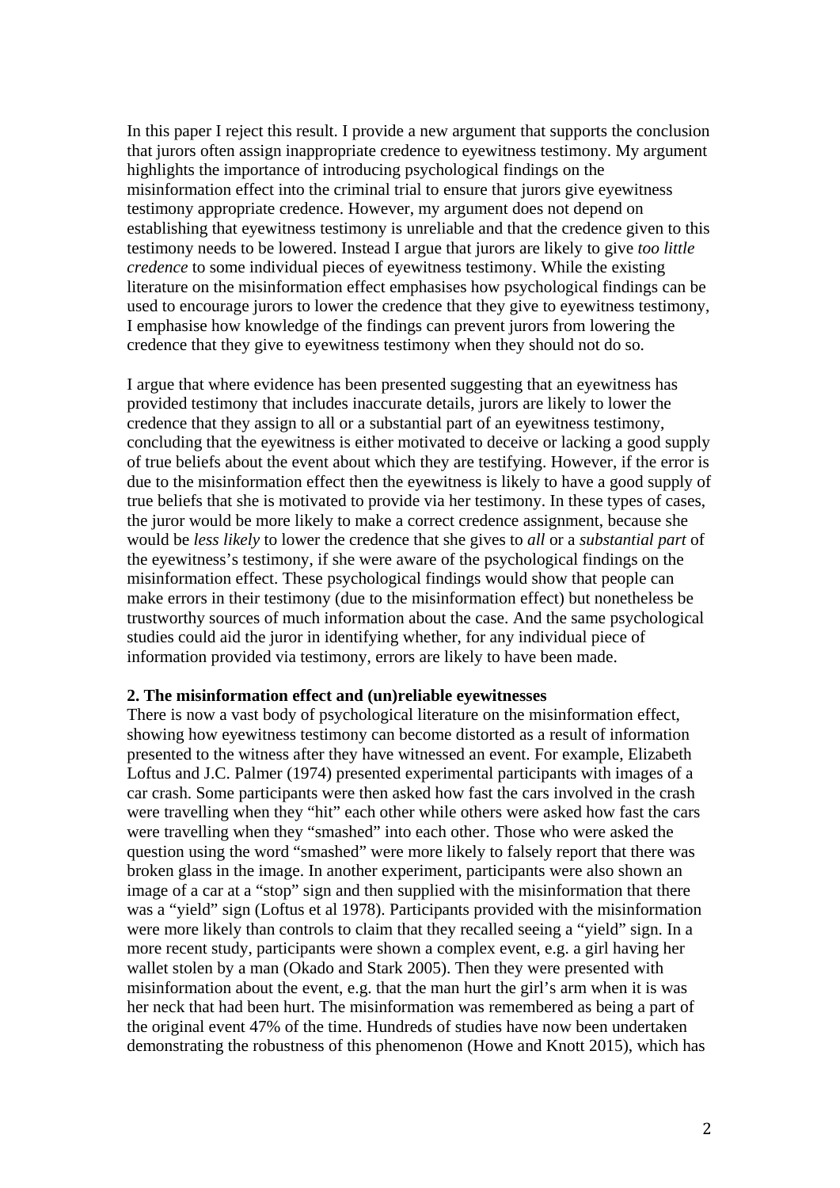In this paper I reject this result. I provide a new argument that supports the conclusion that jurors often assign inappropriate credence to eyewitness testimony. My argument highlights the importance of introducing psychological findings on the misinformation effect into the criminal trial to ensure that jurors give eyewitness testimony appropriate credence. However, my argument does not depend on establishing that eyewitness testimony is unreliable and that the credence given to this testimony needs to be lowered. Instead I argue that jurors are likely to give *too little credence* to some individual pieces of eyewitness testimony. While the existing literature on the misinformation effect emphasises how psychological findings can be used to encourage jurors to lower the credence that they give to eyewitness testimony, I emphasise how knowledge of the findings can prevent jurors from lowering the credence that they give to eyewitness testimony when they should not do so.

I argue that where evidence has been presented suggesting that an eyewitness has provided testimony that includes inaccurate details, jurors are likely to lower the credence that they assign to all or a substantial part of an eyewitness testimony, concluding that the eyewitness is either motivated to deceive or lacking a good supply of true beliefs about the event about which they are testifying. However, if the error is due to the misinformation effect then the eyewitness is likely to have a good supply of true beliefs that she is motivated to provide via her testimony. In these types of cases, the juror would be more likely to make a correct credence assignment, because she would be *less likely* to lower the credence that she gives to *all* or a *substantial part* of the eyewitness's testimony, if she were aware of the psychological findings on the misinformation effect. These psychological findings would show that people can make errors in their testimony (due to the misinformation effect) but nonetheless be trustworthy sources of much information about the case. And the same psychological studies could aid the juror in identifying whether, for any individual piece of information provided via testimony, errors are likely to have been made.

## 2. The misinformation effect and (un)reliable eyewitnesses

There is now a vast body of psychological literature on the misinformation effect, showing how eyewitness testimony can become distorted as a result of information presented to the witness after they have witnessed an event. For example, Elizabeth Loftus and J.C. Palmer (1974) presented experimental participants with images of a car crash. Some participants were then asked how fast the cars involved in the crash were travelling when they "hit" each other while others were asked how fast the cars were travelling when they "smashed" into each other. Those who were asked the question using the word "smashed" were more likely to falsely report that there was broken glass in the image. In another experiment, participants were also shown an image of a car at a "stop" sign and then supplied with the misinformation that there was a "yield" sign (Loftus et al 1978). Participants provided with the misinformation were more likely than controls to claim that they recalled seeing a "yield" sign. In a more recent study, participants were shown a complex event, e.g. a girl having her wallet stolen by a man (Okado and Stark 2005). Then they were presented with misinformation about the event, e.g. that the man hurt the girl's arm when it is was her neck that had been hurt. The misinformation was remembered as being a part of the original event 47% of the time. Hundreds of studies have now been undertaken demonstrating the robustness of this phenomenon (Howe and Knott 2015), which has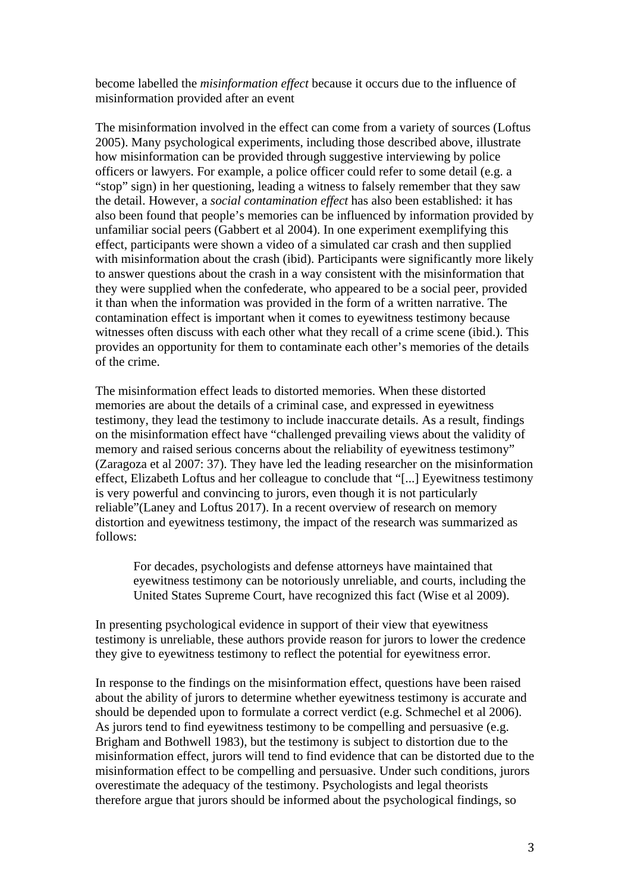become labelled the *misinformation effect* because it occurs due to the influence of misinformation provided after an event

The misinformation involved in the effect can come from a variety of sources (Loftus 2005). Many psychological experiments, including those described above, illustrate how misinformation can be provided through suggestive interviewing by police officers or lawyers. For example, a police officer could refer to some detail (e.g. a "stop" sign) in her questioning, leading a witness to falsely remember that they saw the detail. However, a *social contamination effect* has also been established: it has also been found that people's memories can be influenced by information provided by unfamiliar social peers (Gabbert et al 2004). In one experiment exemplifying this effect, participants were shown a video of a simulated car crash and then supplied with misinformation about the crash (ibid). Participants were significantly more likely to answer questions about the crash in a way consistent with the misinformation that they were supplied when the confederate, who appeared to be a social peer, provided it than when the information was provided in the form of a written narrative. The contamination effect is important when it comes to eyewitness testimony because witnesses often discuss with each other what they recall of a crime scene (ibid.). This provides an opportunity for them to contaminate each other's memories of the details of the crime.

The misinformation effect leads to distorted memories. When these distorted memories are about the details of a criminal case, and expressed in eyewitness testimony, they lead the testimony to include inaccurate details. As a result, findings on the misinformation effect have "challenged prevailing views about the validity of memory and raised serious concerns about the reliability of eyewitness testimony" (Zaragoza et al 2007: 37). They have led the leading researcher on the misinformation effect, Elizabeth Loftus and her colleague to conclude that "[...] Eyewitness testimony is very powerful and convincing to jurors, even though it is not particularly reliable"(Laney and Loftus 2017). In a recent overview of research on memory distortion and eyewitness testimony, the impact of the research was summarized as follows:

> For decades, psychologists and defense attorneys have maintained that eyewitness testimony can be notoriously unreliable, and courts, including the United States Supreme Court, have recognized this fact (Wise et al 2009).

In presenting psychological evidence in support of their view that eyewitness testimony is unreliable, these authors provide reason for jurors to lower the credence they give to eyewitness testimony to reflect the potential for eyewitness error.

In response to the findings on the misinformation effect, questions have been raised about the ability of jurors to determine whether eyewitness testimony is accurate and should be depended upon to formulate a correct verdict (e.g. Schmechel et al 2006). As jurors tend to find eyewitness testimony to be compelling and persuasive (e.g. Brigham and Bothwell 1983), but the testimony is subject to distortion due to the misinformation effect, jurors will tend to find evidence that can be distorted due to the misinformation effect to be compelling and persuasive. Under such conditions, jurors overestimate the adequacy of the testimony. Psychologists and legal theorists therefore argue that jurors should be informed about the psychological findings, so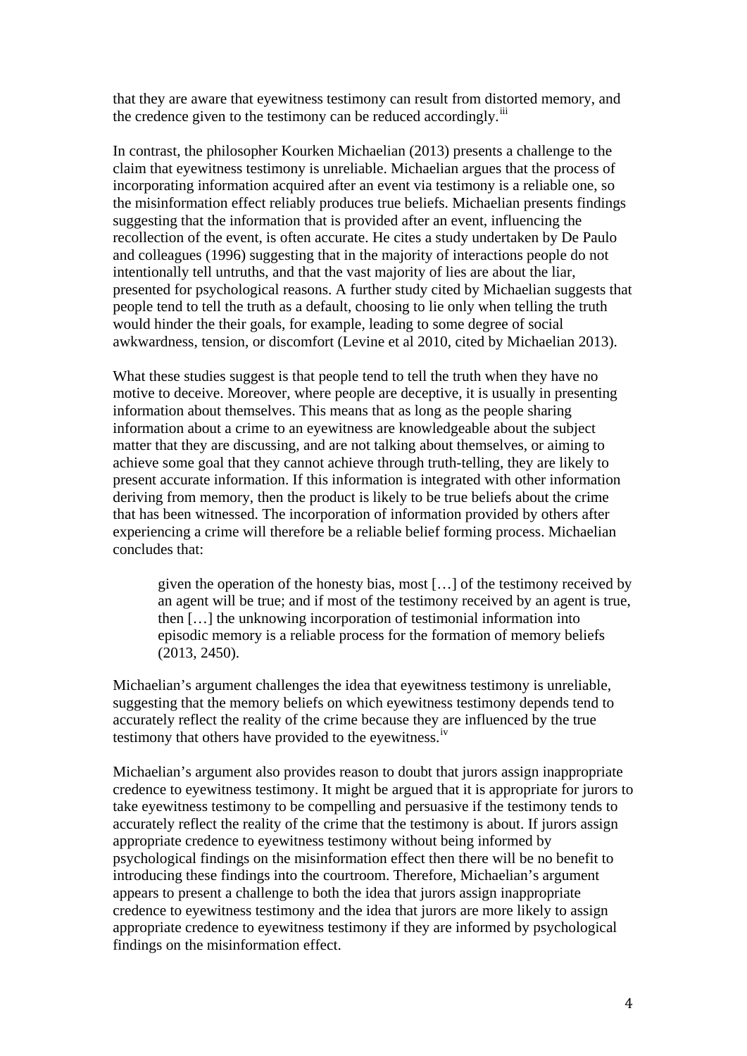that they are aware that eyewitness testimony can result from distorted memory, and the credence given to the testimony can be reduced accordingly.[iii]

In contrast, the philosopher Kourken Michaelian (2013) presents a challenge to the claim that eyewitness testimony is unreliable. Michaelian argues that the process of incorporating information acquired after an event via testimony is a reliable one, so the misinformation effect reliably produces true beliefs. Michaelian presents findings suggesting that the information that is provided after an event, influencing the recollection of the event, is often accurate. He cites a study undertaken by De Paulo and colleagues (1996) suggesting that in the majority of interactions people do not intentionally tell untruths, and that the vast majority of lies are about the liar, presented for psychological reasons. A further study cited by Michaelian suggests that people tend to tell the truth as a default, choosing to lie only when telling the truth would hinder the their goals, for example, leading to some degree of social awkwardness, tension, or discomfort (Levine et al 2010, cited by Michaelian 2013).

What these studies suggest is that people tend to tell the truth when they have no motive to deceive. Moreover, where people are deceptive, it is usually in presenting information about themselves. This means that as long as the people sharing information about a crime to an eyewitness are knowledgeable about the subject matter that they are discussing, and are not talking about themselves, or aiming to achieve some goal that they cannot achieve through truth-telling, they are likely to present accurate information. If this information is integrated with other information deriving from memory, then the product is likely to be true beliefs about the crime that has been witnessed. The incorporation of information provided by others after experiencing a crime will therefore be a reliable belief forming process. Michaelian concludes that:

> given the operation of the honesty bias, most […] of the testimony received by an agent will be true; and if most of the testimony received by an agent is true, then […] the unknowing incorporation of testimonial information into episodic memory is a reliable process for the formation of memory beliefs (2013, 2450).

Michaelian's argument challenges the idea that eyewitness testimony is unreliable, suggesting that the memory beliefs on which eyewitness testimony depends tend to accurately reflect the reality of the crime because they are influenced by the true testimony that others have provided to the eyewitness.[iv]

Michaelian's argument also provides reason to doubt that jurors assign inappropriate credence to eyewitness testimony. It might be argued that it is appropriate for jurors to take eyewitness testimony to be compelling and persuasive if the testimony tends to accurately reflect the reality of the crime that the testimony is about. If jurors assign appropriate credence to eyewitness testimony without being informed by psychological findings on the misinformation effect then there will be no benefit to introducing these findings into the courtroom. Therefore, Michaelian's argument appears to present a challenge to both the idea that jurors assign inappropriate credence to eyewitness testimony and the idea that jurors are more likely to assign appropriate credence to eyewitness testimony if they are informed by psychological findings on the misinformation effect.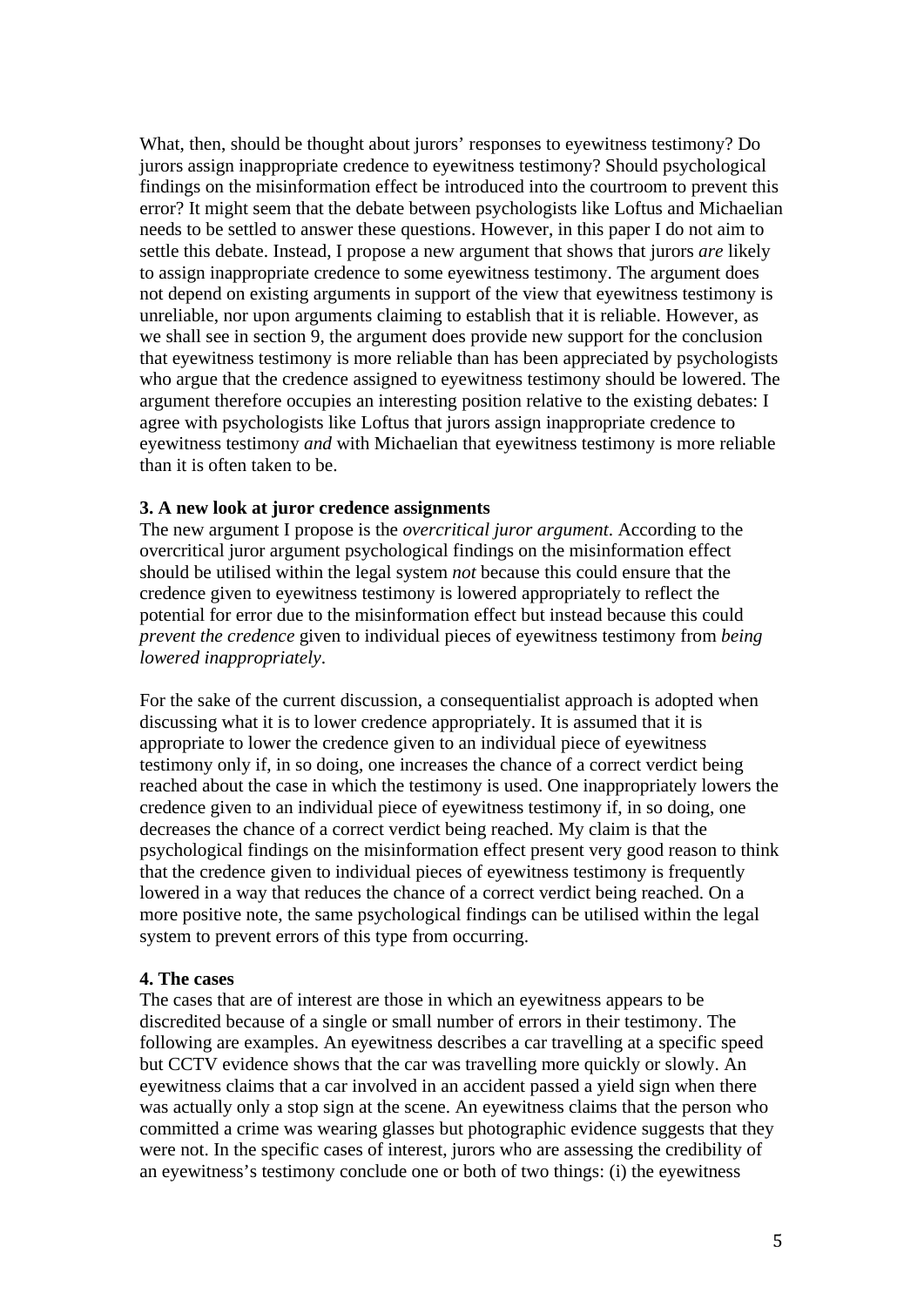What, then, should be thought about jurors' responses to eyewitness testimony? Do jurors assign inappropriate credence to eyewitness testimony? Should psychological findings on the misinformation effect be introduced into the courtroom to prevent this error? It might seem that the debate between psychologists like Loftus and Michaelian needs to be settled to answer these questions. However, in this paper I do not aim to settle this debate. Instead, I propose a new argument that shows that jurors *are* likely to assign inappropriate credence to some eyewitness testimony. The argument does not depend on existing arguments in support of the view that eyewitness testimony is unreliable, nor upon arguments claiming to establish that it is reliable. However, as we shall see in section 9, the argument does provide new support for the conclusion that eyewitness testimony is more reliable than has been appreciated by psychologists who argue that the credence assigned to eyewitness testimony should be lowered. The argument therefore occupies an interesting position relative to the existing debates: I agree with psychologists like Loftus that jurors assign inappropriate credence to eyewitness testimony *and* with Michaelian that eyewitness testimony is more reliable than it is often taken to be.

**3. A new look at juror credence assignments**

The new argument I propose is the *overcritical juror argument*. According to the overcritical juror argument psychological findings on the misinformation effect should be utilised within the legal system *not* because this could ensure that the credence given to eyewitness testimony is lowered appropriately to reflect the potential for error due to the misinformation effect but instead because this could *prevent the credence* given to individual pieces of eyewitness testimony from *being lowered inappropriately*.

For the sake of the current discussion, a consequentialist approach is adopted when discussing what it is to lower credence appropriately. It is assumed that it is appropriate to lower the credence given to an individual piece of eyewitness testimony only if, in so doing, one increases the chance of a correct verdict being reached about the case in which the testimony is used. One inappropriately lowers the credence given to an individual piece of eyewitness testimony if, in so doing, one decreases the chance of a correct verdict being reached. My claim is that the psychological findings on the misinformation effect present very good reason to think that the credence given to individual pieces of eyewitness testimony is frequently lowered in a way that reduces the chance of a correct verdict being reached. On a more positive note, the same psychological findings can be utilised within the legal system to prevent errors of this type from occurring.

**4. The cases**

The cases that are of interest are those in which an eyewitness appears to be discredited because of a single or small number of errors in their testimony. The following are examples. An eyewitness describes a car travelling at a specific speed but CCTV evidence shows that the car was travelling more quickly or slowly. An eyewitness claims that a car involved in an accident passed a yield sign when there was actually only a stop sign at the scene. An eyewitness claims that the person who committed a crime was wearing glasses but photographic evidence suggests that they were not. In the specific cases of interest, jurors who are assessing the credibility of an eyewitness's testimony conclude one or both of two things: (i) the eyewitness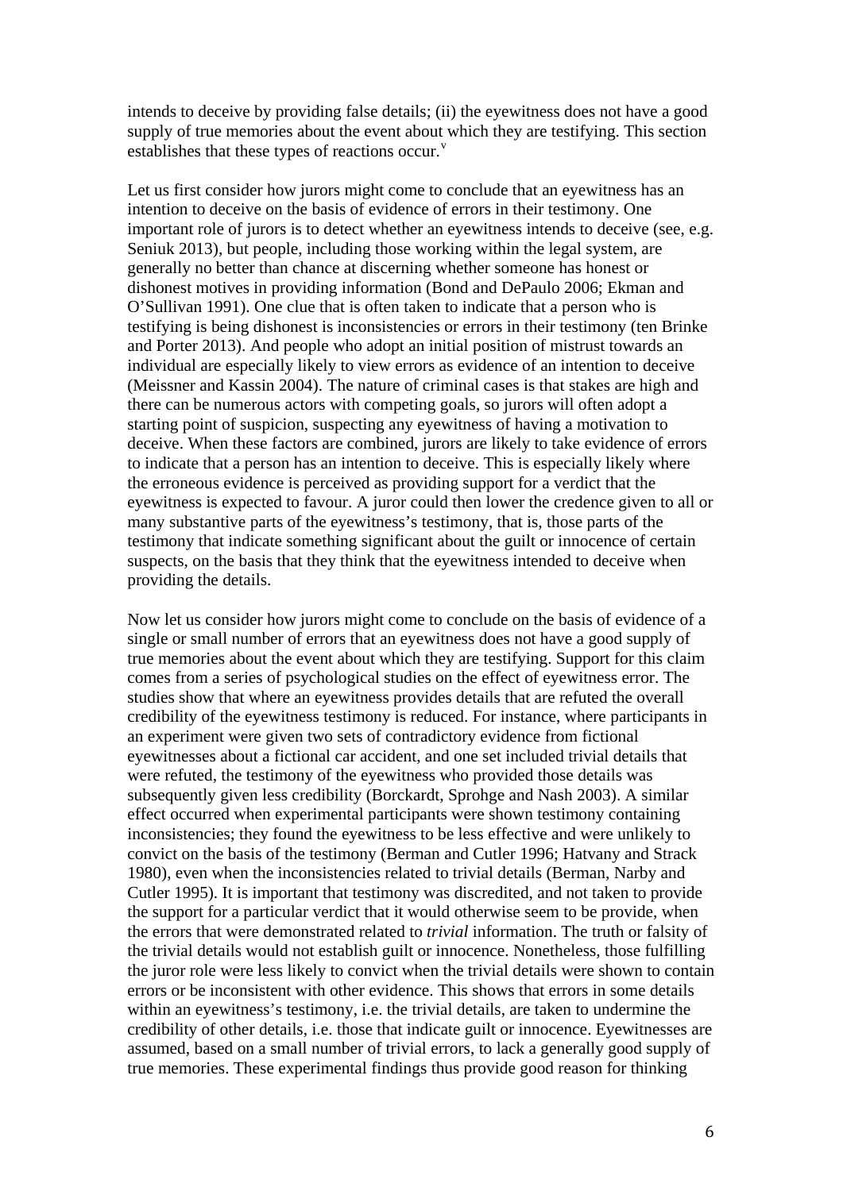intends to deceive by providing false details; (ii) the eyewitness does not have a good supply of true memories about the event about which they are testifying. This section establishes that these types of reactions occur.[v]

Let us first consider how jurors might come to conclude that an eyewitness has an intention to deceive on the basis of evidence of errors in their testimony. One important role of jurors is to detect whether an eyewitness intends to deceive (see, e.g. Seniuk 2013), but people, including those working within the legal system, are generally no better than chance at discerning whether someone has honest or dishonest motives in providing information (Bond and DePaulo 2006; Ekman and O'Sullivan 1991). One clue that is often taken to indicate that a person who is testifying is being dishonest is inconsistencies or errors in their testimony (ten Brinke and Porter 2013). And people who adopt an initial position of mistrust towards an individual are especially likely to view errors as evidence of an intention to deceive (Meissner and Kassin 2004). The nature of criminal cases is that stakes are high and there can be numerous actors with competing goals, so jurors will often adopt a starting point of suspicion, suspecting any eyewitness of having a motivation to deceive. When these factors are combined, jurors are likely to take evidence of errors to indicate that a person has an intention to deceive. This is especially likely where the erroneous evidence is perceived as providing support for a verdict that the eyewitness is expected to favour. A juror could then lower the credence given to all or many substantive parts of the eyewitness's testimony, that is, those parts of the testimony that indicate something significant about the guilt or innocence of certain suspects, on the basis that they think that the eyewitness intended to deceive when providing the details.

Now let us consider how jurors might come to conclude on the basis of evidence of a single or small number of errors that an eyewitness does not have a good supply of true memories about the event about which they are testifying. Support for this claim comes from a series of psychological studies on the effect of eyewitness error. The studies show that where an eyewitness provides details that are refuted the overall credibility of the eyewitness testimony is reduced. For instance, where participants in an experiment were given two sets of contradictory evidence from fictional eyewitnesses about a fictional car accident, and one set included trivial details that were refuted, the testimony of the eyewitness who provided those details was subsequently given less credibility (Borckardt, Sprohge and Nash 2003). A similar effect occurred when experimental participants were shown testimony containing inconsistencies; they found the eyewitness to be less effective and were unlikely to convict on the basis of the testimony (Berman and Cutler 1996; Hatvany and Strack 1980), even when the inconsistencies related to trivial details (Berman, Narby and Cutler 1995). It is important that testimony was discredited, and not taken to provide the support for a particular verdict that it would otherwise seem to be provide, when the errors that were demonstrated related to *trivial* information. The truth or falsity of the trivial details would not establish guilt or innocence. Nonetheless, those fulfilling the juror role were less likely to convict when the trivial details were shown to contain errors or be inconsistent with other evidence. This shows that errors in some details within an eyewitness's testimony, i.e. the trivial details, are taken to undermine the credibility of other details, i.e. those that indicate guilt or innocence. Eyewitnesses are assumed, based on a small number of trivial errors, to lack a generally good supply of true memories. These experimental findings thus provide good reason for thinking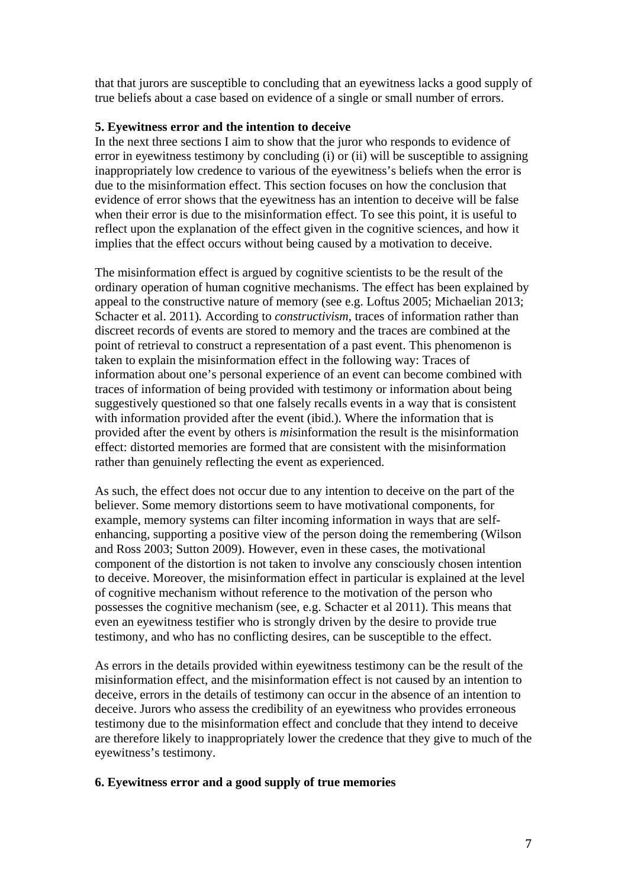that that jurors are susceptible to concluding that an eyewitness lacks a good supply of true beliefs about a case based on evidence of a single or small number of errors.

**5. Eyewitness error and the intention to deceive**

In the next three sections I aim to show that the juror who responds to evidence of error in eyewitness testimony by concluding (i) or (ii) will be susceptible to assigning inappropriately low credence to various of the eyewitness's beliefs when the error is due to the misinformation effect. This section focuses on how the conclusion that evidence of error shows that the eyewitness has an intention to deceive will be false when their error is due to the misinformation effect. To see this point, it is useful to reflect upon the explanation of the effect given in the cognitive sciences, and how it implies that the effect occurs without being caused by a motivation to deceive.

The misinformation effect is argued by cognitive scientists to be the result of the ordinary operation of human cognitive mechanisms. The effect has been explained by appeal to the constructive nature of memory (see e.g. Loftus 2005; Michaelian 2013; Schacter et al. 2011)*.* According to *constructivism*, traces of information rather than discreet records of events are stored to memory and the traces are combined at the point of retrieval to construct a representation of a past event. This phenomenon is taken to explain the misinformation effect in the following way: Traces of information about one's personal experience of an event can become combined with traces of information of being provided with testimony or information about being suggestively questioned so that one falsely recalls events in a way that is consistent with information provided after the event (ibid.). Where the information that is provided after the event by others is *mis*information the result is the misinformation effect: distorted memories are formed that are consistent with the misinformation rather than genuinely reflecting the event as experienced.

As such, the effect does not occur due to any intention to deceive on the part of the believer. Some memory distortions seem to have motivational components, for example, memory systems can filter incoming information in ways that are self-enhancing, supporting a positive view of the person doing the remembering (Wilson and Ross 2003; Sutton 2009). However, even in these cases, the motivational component of the distortion is not taken to involve any consciously chosen intention to deceive. Moreover, the misinformation effect in particular is explained at the level of cognitive mechanism without reference to the motivation of the person who possesses the cognitive mechanism (see, e.g. Schacter et al 2011). This means that even an eyewitness testifier who is strongly driven by the desire to provide true testimony, and who has no conflicting desires, can be susceptible to the effect.

As errors in the details provided within eyewitness testimony can be the result of the misinformation effect, and the misinformation effect is not caused by an intention to deceive, errors in the details of testimony can occur in the absence of an intention to deceive. Jurors who assess the credibility of an eyewitness who provides erroneous testimony due to the misinformation effect and conclude that they intend to deceive are therefore likely to inappropriately lower the credence that they give to much of the eyewitness's testimony.

**6. Eyewitness error and a good supply of true memories**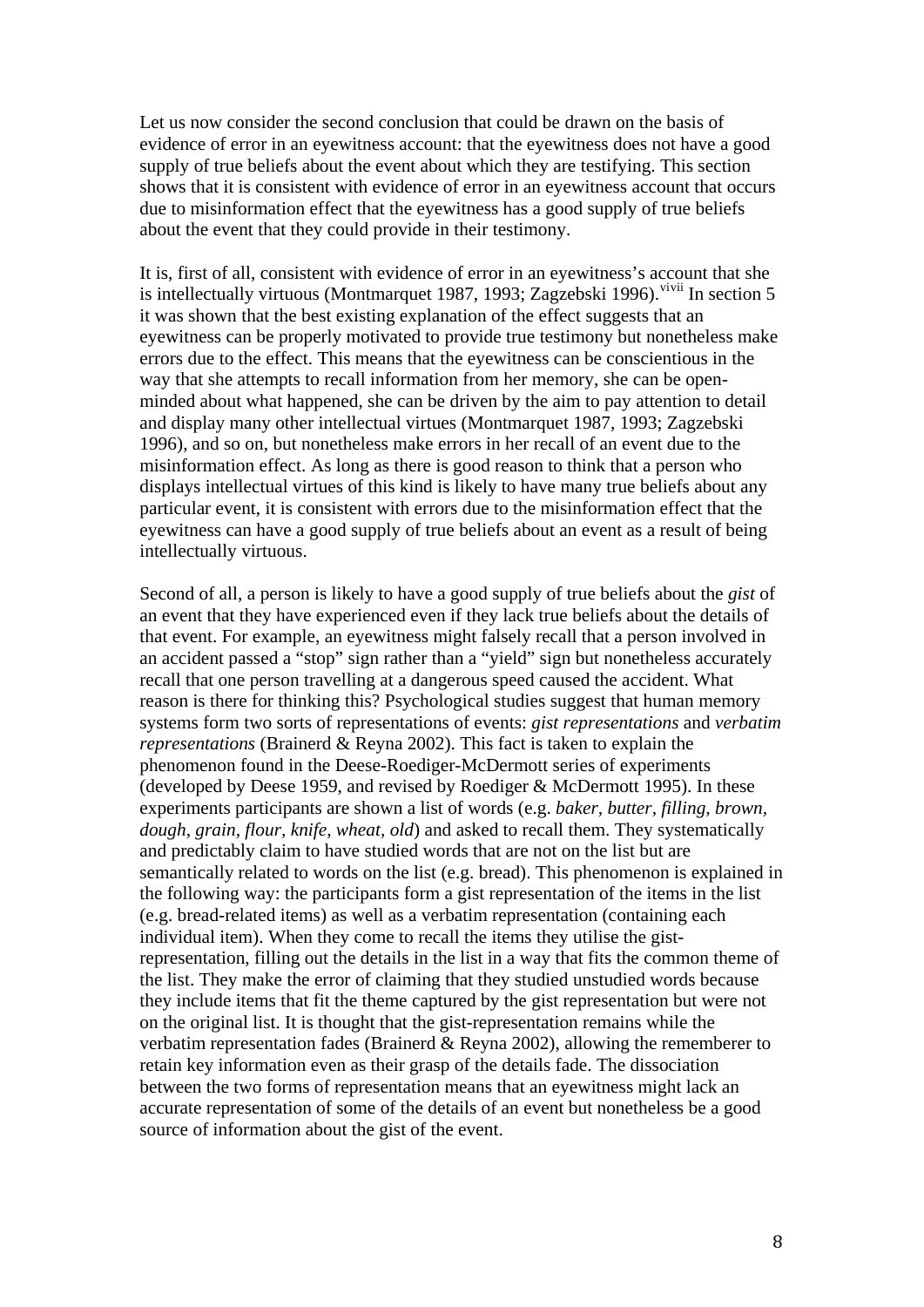Let us now consider the second conclusion that could be drawn on the basis of evidence of error in an eyewitness account: that the eyewitness does not have a good supply of true beliefs about the event about which they are testifying. This section shows that it is consistent with evidence of error in an eyewitness account that occurs due to misinformation effect that the eyewitness has a good supply of true beliefs about the event that they could provide in their testimony.

It is, first of all, consistent with evidence of error in an eyewitness's account that she is intellectually virtuous (Montmarquet 1987, 1993; Zagzebski 1996).[vivii] In section 5 it was shown that the best existing explanation of the effect suggests that an eyewitness can be properly motivated to provide true testimony but nonetheless make errors due to the effect. This means that the eyewitness can be conscientious in the way that she attempts to recall information from her memory, she can be open-minded about what happened, she can be driven by the aim to pay attention to detail and display many other intellectual virtues (Montmarquet 1987, 1993; Zagzebski 1996), and so on, but nonetheless make errors in her recall of an event due to the misinformation effect. As long as there is good reason to think that a person who displays intellectual virtues of this kind is likely to have many true beliefs about any particular event, it is consistent with errors due to the misinformation effect that the eyewitness can have a good supply of true beliefs about an event as a result of being intellectually virtuous.

Second of all, a person is likely to have a good supply of true beliefs about the *gist* of an event that they have experienced even if they lack true beliefs about the details of that event. For example, an eyewitness might falsely recall that a person involved in an accident passed a "stop" sign rather than a "yield" sign but nonetheless accurately recall that one person travelling at a dangerous speed caused the accident. What reason is there for thinking this? Psychological studies suggest that human memory systems form two sorts of representations of events: *gist representations* and *verbatim representations* (Brainerd & Reyna 2002). This fact is taken to explain the phenomenon found in the Deese-Roediger-McDermott series of experiments (developed by Deese 1959, and revised by Roediger & McDermott 1995). In these experiments participants are shown a list of words (e.g. *baker, butter, filling, brown, dough, grain, flour, knife, wheat, old*) and asked to recall them. They systematically and predictably claim to have studied words that are not on the list but are semantically related to words on the list (e.g. bread). This phenomenon is explained in the following way: the participants form a gist representation of the items in the list (e.g. bread-related items) as well as a verbatim representation (containing each individual item). When they come to recall the items they utilise the gist-representation, filling out the details in the list in a way that fits the common theme of the list. They make the error of claiming that they studied unstudied words because they include items that fit the theme captured by the gist representation but were not on the original list. It is thought that the gist-representation remains while the verbatim representation fades (Brainerd & Reyna 2002), allowing the rememberer to retain key information even as their grasp of the details fade. The dissociation between the two forms of representation means that an eyewitness might lack an accurate representation of some of the details of an event but nonetheless be a good source of information about the gist of the event.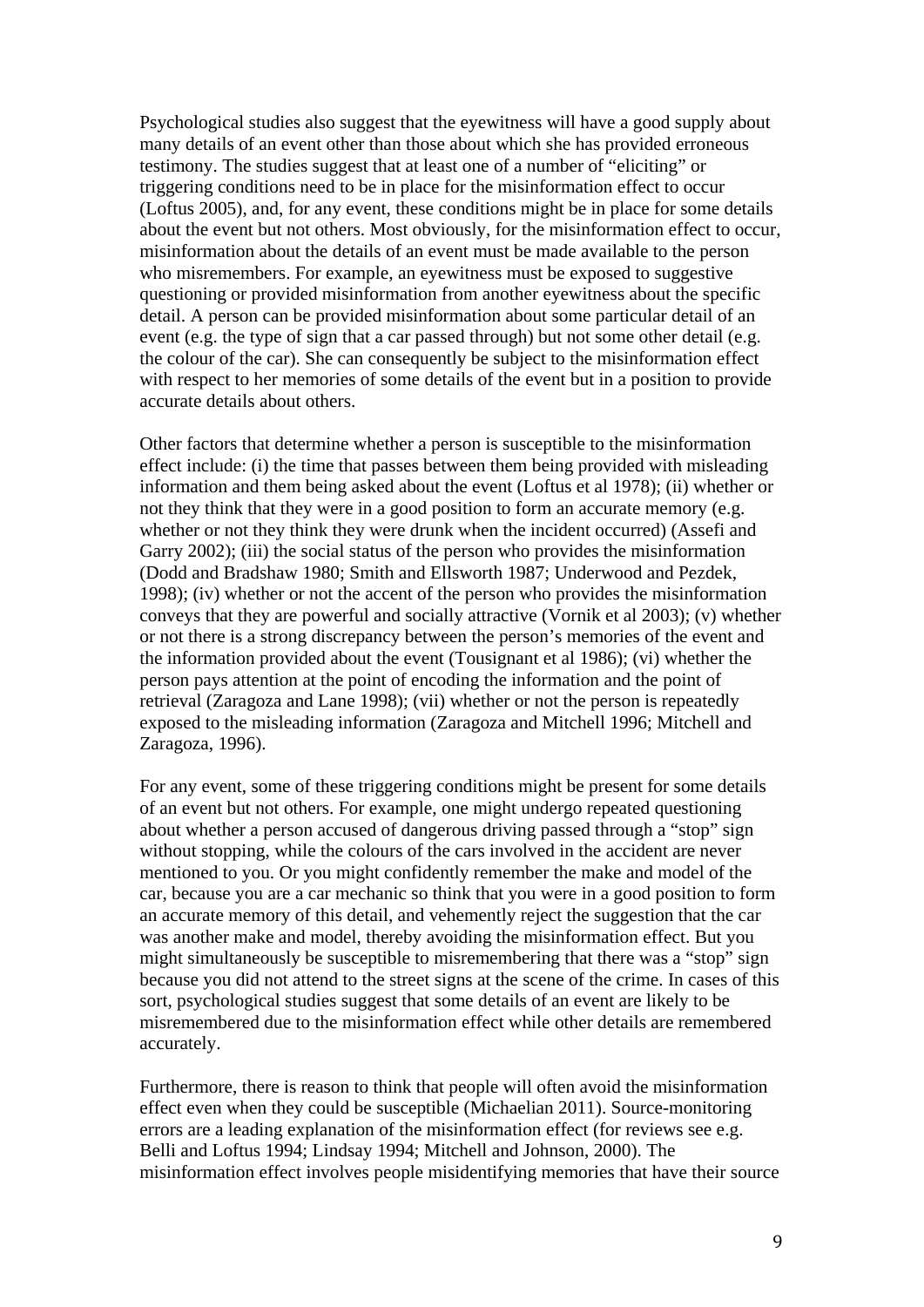Psychological studies also suggest that the eyewitness will have a good supply about many details of an event other than those about which she has provided erroneous testimony. The studies suggest that at least one of a number of "eliciting" or triggering conditions need to be in place for the misinformation effect to occur (Loftus 2005), and, for any event, these conditions might be in place for some details about the event but not others. Most obviously, for the misinformation effect to occur, misinformation about the details of an event must be made available to the person who misremembers. For example, an eyewitness must be exposed to suggestive questioning or provided misinformation from another eyewitness about the specific detail. A person can be provided misinformation about some particular detail of an event (e.g. the type of sign that a car passed through) but not some other detail (e.g. the colour of the car). She can consequently be subject to the misinformation effect with respect to her memories of some details of the event but in a position to provide accurate details about others.

Other factors that determine whether a person is susceptible to the misinformation effect include: (i) the time that passes between them being provided with misleading information and them being asked about the event (Loftus et al 1978); (ii) whether or not they think that they were in a good position to form an accurate memory (e.g. whether or not they think they were drunk when the incident occurred) (Assefi and Garry 2002); (iii) the social status of the person who provides the misinformation (Dodd and Bradshaw 1980; Smith and Ellsworth 1987; Underwood and Pezdek, 1998); (iv) whether or not the accent of the person who provides the misinformation conveys that they are powerful and socially attractive (Vornik et al 2003); (v) whether or not there is a strong discrepancy between the person's memories of the event and the information provided about the event (Tousignant et al 1986); (vi) whether the person pays attention at the point of encoding the information and the point of retrieval (Zaragoza and Lane 1998); (vii) whether or not the person is repeatedly exposed to the misleading information (Zaragoza and Mitchell 1996; Mitchell and Zaragoza, 1996).

For any event, some of these triggering conditions might be present for some details of an event but not others. For example, one might undergo repeated questioning about whether a person accused of dangerous driving passed through a "stop" sign without stopping, while the colours of the cars involved in the accident are never mentioned to you. Or you might confidently remember the make and model of the car, because you are a car mechanic so think that you were in a good position to form an accurate memory of this detail, and vehemently reject the suggestion that the car was another make and model, thereby avoiding the misinformation effect. But you might simultaneously be susceptible to misremembering that there was a "stop" sign because you did not attend to the street signs at the scene of the crime. In cases of this sort, psychological studies suggest that some details of an event are likely to be misremembered due to the misinformation effect while other details are remembered accurately.

Furthermore, there is reason to think that people will often avoid the misinformation effect even when they could be susceptible (Michaelian 2011). Source-monitoring errors are a leading explanation of the misinformation effect (for reviews see e.g. Belli and Loftus 1994; Lindsay 1994; Mitchell and Johnson, 2000). The misinformation effect involves people misidentifying memories that have their source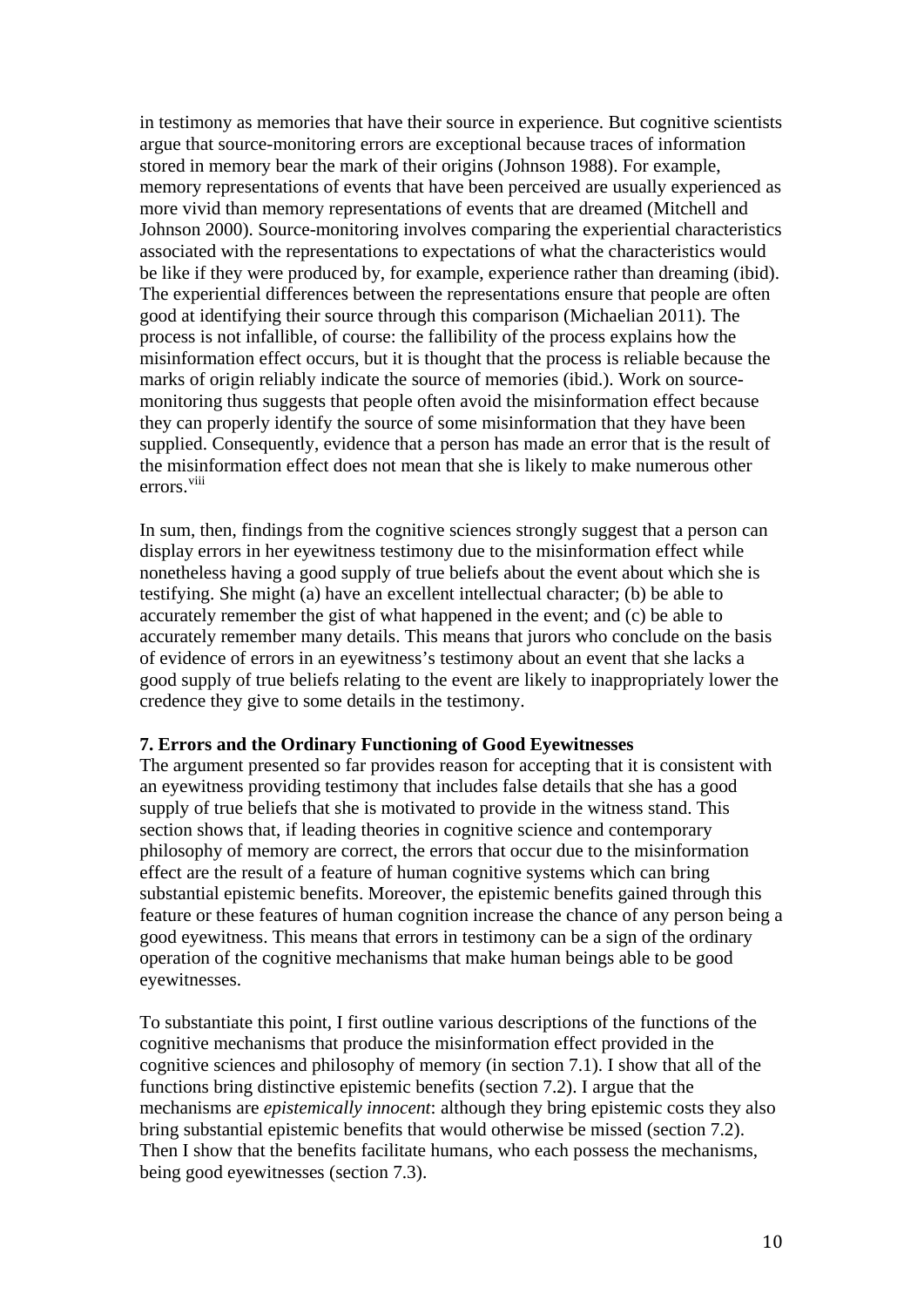in testimony as memories that have their source in experience. But cognitive scientists argue that source-monitoring errors are exceptional because traces of information stored in memory bear the mark of their origins (Johnson 1988). For example, memory representations of events that have been perceived are usually experienced as more vivid than memory representations of events that are dreamed (Mitchell and Johnson 2000). Source-monitoring involves comparing the experiential characteristics associated with the representations to expectations of what the characteristics would be like if they were produced by, for example, experience rather than dreaming (ibid). The experiential differences between the representations ensure that people are often good at identifying their source through this comparison (Michaelian 2011). The process is not infallible, of course: the fallibility of the process explains how the misinformation effect occurs, but it is thought that the process is reliable because the marks of origin reliably indicate the source of memories (ibid.). Work on source-monitoring thus suggests that people often avoid the misinformation effect because they can properly identify the source of some misinformation that they have been supplied. Consequently, evidence that a person has made an error that is the result of the misinformation effect does not mean that she is likely to make numerous other errors.[viii]

In sum, then, findings from the cognitive sciences strongly suggest that a person can display errors in her eyewitness testimony due to the misinformation effect while nonetheless having a good supply of true beliefs about the event about which she is testifying. She might (a) have an excellent intellectual character; (b) be able to accurately remember the gist of what happened in the event; and (c) be able to accurately remember many details. This means that jurors who conclude on the basis of evidence of errors in an eyewitness's testimony about an event that she lacks a good supply of true beliefs relating to the event are likely to inappropriately lower the credence they give to some details in the testimony.

## 7. Errors and the Ordinary Functioning of Good Eyewitnesses

The argument presented so far provides reason for accepting that it is consistent with an eyewitness providing testimony that includes false details that she has a good supply of true beliefs that she is motivated to provide in the witness stand. This section shows that, if leading theories in cognitive science and contemporary philosophy of memory are correct, the errors that occur due to the misinformation effect are the result of a feature of human cognitive systems which can bring substantial epistemic benefits. Moreover, the epistemic benefits gained through this feature or these features of human cognition increase the chance of any person being a good eyewitness. This means that errors in testimony can be a sign of the ordinary operation of the cognitive mechanisms that make human beings able to be good eyewitnesses.

To substantiate this point, I first outline various descriptions of the functions of the cognitive mechanisms that produce the misinformation effect provided in the cognitive sciences and philosophy of memory (in section 7.1). I show that all of the functions bring distinctive epistemic benefits (section 7.2). I argue that the mechanisms are *epistemically innocent*: although they bring epistemic costs they also bring substantial epistemic benefits that would otherwise be missed (section 7.2). Then I show that the benefits facilitate humans, who each possess the mechanisms, being good eyewitnesses (section 7.3).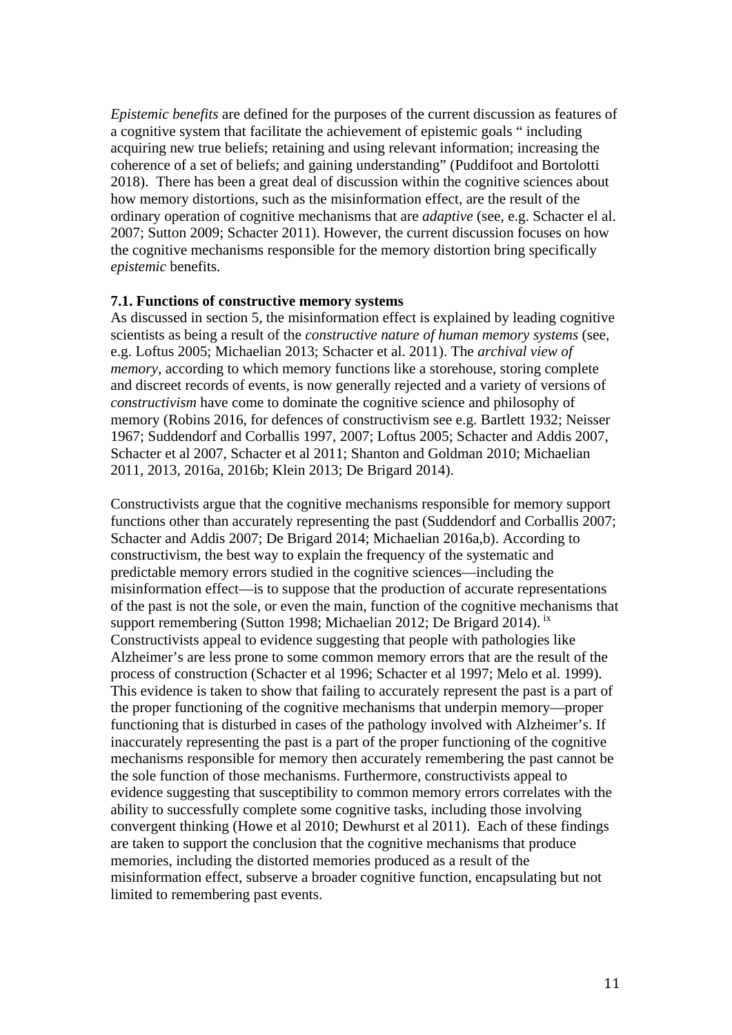*Epistemic benefits* are defined for the purposes of the current discussion as features of a cognitive system that facilitate the achievement of epistemic goals " including acquiring new true beliefs; retaining and using relevant information; increasing the coherence of a set of beliefs; and gaining understanding" (Puddifoot and Bortolotti 2018). There has been a great deal of discussion within the cognitive sciences about how memory distortions, such as the misinformation effect, are the result of the ordinary operation of cognitive mechanisms that are *adaptive* (see, e.g. Schacter el al. 2007; Sutton 2009; Schacter 2011). However, the current discussion focuses on how the cognitive mechanisms responsible for the memory distortion bring specifically *epistemic* benefits.

### 7.1. Functions of constructive memory systems

As discussed in section 5, the misinformation effect is explained by leading cognitive scientists as being a result of the *constructive nature of human memory systems* (see, e.g. Loftus 2005; Michaelian 2013; Schacter et al. 2011). The *archival view of memory*, according to which memory functions like a storehouse, storing complete and discreet records of events, is now generally rejected and a variety of versions of *constructivism* have come to dominate the cognitive science and philosophy of memory (Robins 2016, for defences of constructivism see e.g. Bartlett 1932; Neisser 1967; Suddendorf and Corballis 1997, 2007; Loftus 2005; Schacter and Addis 2007, Schacter et al 2007, Schacter et al 2011; Shanton and Goldman 2010; Michaelian 2011, 2013, 2016a, 2016b; Klein 2013; De Brigard 2014).

Constructivists argue that the cognitive mechanisms responsible for memory support functions other than accurately representing the past (Suddendorf and Corballis 2007; Schacter and Addis 2007; De Brigard 2014; Michaelian 2016a,b). According to constructivism, the best way to explain the frequency of the systematic and predictable memory errors studied in the cognitive sciences—including the misinformation effect—is to suppose that the production of accurate representations of the past is not the sole, or even the main, function of the cognitive mechanisms that support remembering (Sutton 1998; Michaelian 2012; De Brigard 2014).[ix] Constructivists appeal to evidence suggesting that people with pathologies like Alzheimer's are less prone to some common memory errors that are the result of the process of construction (Schacter et al 1996; Schacter et al 1997; Melo et al. 1999). This evidence is taken to show that failing to accurately represent the past is a part of the proper functioning of the cognitive mechanisms that underpin memory—proper functioning that is disturbed in cases of the pathology involved with Alzheimer's. If inaccurately representing the past is a part of the proper functioning of the cognitive mechanisms responsible for memory then accurately remembering the past cannot be the sole function of those mechanisms. Furthermore, constructivists appeal to evidence suggesting that susceptibility to common memory errors correlates with the ability to successfully complete some cognitive tasks, including those involving convergent thinking (Howe et al 2010; Dewhurst et al 2011). Each of these findings are taken to support the conclusion that the cognitive mechanisms that produce memories, including the distorted memories produced as a result of the misinformation effect, subserve a broader cognitive function, encapsulating but not limited to remembering past events.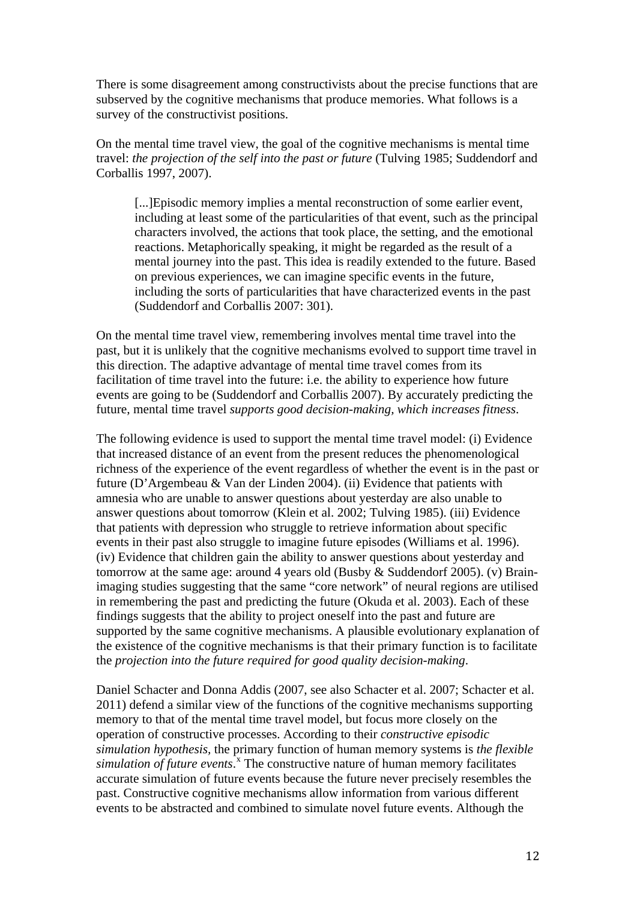There is some disagreement among constructivists about the precise functions that are subserved by the cognitive mechanisms that produce memories. What follows is a survey of the constructivist positions.

On the mental time travel view, the goal of the cognitive mechanisms is mental time travel: *the projection of the self into the past or future* (Tulving 1985; Suddendorf and Corballis 1997, 2007).

> [...]Episodic memory implies a mental reconstruction of some earlier event, including at least some of the particularities of that event, such as the principal characters involved, the actions that took place, the setting, and the emotional reactions. Metaphorically speaking, it might be regarded as the result of a mental journey into the past. This idea is readily extended to the future. Based on previous experiences, we can imagine specific events in the future, including the sorts of particularities that have characterized events in the past (Suddendorf and Corballis 2007: 301).

On the mental time travel view, remembering involves mental time travel into the past, but it is unlikely that the cognitive mechanisms evolved to support time travel in this direction. The adaptive advantage of mental time travel comes from its facilitation of time travel into the future: i.e. the ability to experience how future events are going to be (Suddendorf and Corballis 2007). By accurately predicting the future, mental time travel *supports good decision-making, which increases fitness*.

The following evidence is used to support the mental time travel model: (i) Evidence that increased distance of an event from the present reduces the phenomenological richness of the experience of the event regardless of whether the event is in the past or future (D'Argembeau & Van der Linden 2004). (ii) Evidence that patients with amnesia who are unable to answer questions about yesterday are also unable to answer questions about tomorrow (Klein et al. 2002; Tulving 1985). (iii) Evidence that patients with depression who struggle to retrieve information about specific events in their past also struggle to imagine future episodes (Williams et al. 1996). (iv) Evidence that children gain the ability to answer questions about yesterday and tomorrow at the same age: around 4 years old (Busby & Suddendorf 2005). (v) Brain-imaging studies suggesting that the same "core network" of neural regions are utilised in remembering the past and predicting the future (Okuda et al. 2003). Each of these findings suggests that the ability to project oneself into the past and future are supported by the same cognitive mechanisms. A plausible evolutionary explanation of the existence of the cognitive mechanisms is that their primary function is to facilitate the *projection into the future required for good quality decision-making*.

Daniel Schacter and Donna Addis (2007, see also Schacter et al. 2007; Schacter et al. 2011) defend a similar view of the functions of the cognitive mechanisms supporting memory to that of the mental time travel model, but focus more closely on the operation of constructive processes. According to their *constructive episodic simulation hypothesis,* the primary function of human memory systems is *the flexible simulation of future events*.[x] The constructive nature of human memory facilitates accurate simulation of future events because the future never precisely resembles the past. Constructive cognitive mechanisms allow information from various different events to be abstracted and combined to simulate novel future events. Although the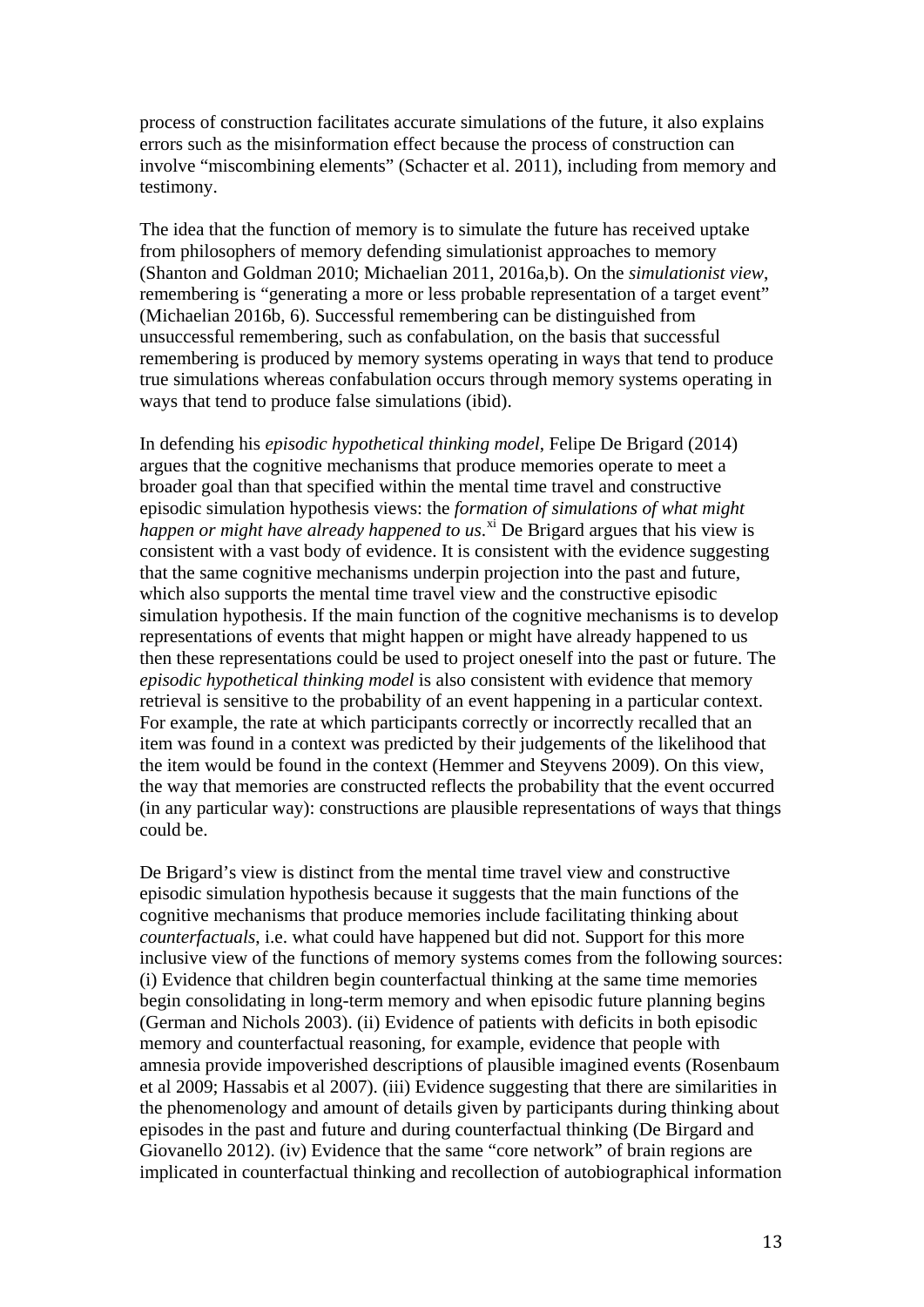process of construction facilitates accurate simulations of the future, it also explains errors such as the misinformation effect because the process of construction can involve "miscombining elements" (Schacter et al. 2011), including from memory and testimony.

The idea that the function of memory is to simulate the future has received uptake from philosophers of memory defending simulationist approaches to memory (Shanton and Goldman 2010; Michaelian 2011, 2016a,b). On the *simulationist view*, remembering is "generating a more or less probable representation of a target event" (Michaelian 2016b, 6). Successful remembering can be distinguished from unsuccessful remembering, such as confabulation, on the basis that successful remembering is produced by memory systems operating in ways that tend to produce true simulations whereas confabulation occurs through memory systems operating in ways that tend to produce false simulations (ibid).

In defending his *episodic hypothetical thinking model*, Felipe De Brigard (2014) argues that the cognitive mechanisms that produce memories operate to meet a broader goal than that specified within the mental time travel and constructive episodic simulation hypothesis views: the *formation of simulations of what might happen or might have already happened to us*.[xi] De Brigard argues that his view is consistent with a vast body of evidence. It is consistent with the evidence suggesting that the same cognitive mechanisms underpin projection into the past and future, which also supports the mental time travel view and the constructive episodic simulation hypothesis. If the main function of the cognitive mechanisms is to develop representations of events that might happen or might have already happened to us then these representations could be used to project oneself into the past or future. The *episodic hypothetical thinking model* is also consistent with evidence that memory retrieval is sensitive to the probability of an event happening in a particular context. For example, the rate at which participants correctly or incorrectly recalled that an item was found in a context was predicted by their judgements of the likelihood that the item would be found in the context (Hemmer and Steyvens 2009). On this view, the way that memories are constructed reflects the probability that the event occurred (in any particular way): constructions are plausible representations of ways that things could be.

De Brigard's view is distinct from the mental time travel view and constructive episodic simulation hypothesis because it suggests that the main functions of the cognitive mechanisms that produce memories include facilitating thinking about *counterfactuals*, i.e. what could have happened but did not. Support for this more inclusive view of the functions of memory systems comes from the following sources: (i) Evidence that children begin counterfactual thinking at the same time memories begin consolidating in long-term memory and when episodic future planning begins (German and Nichols 2003). (ii) Evidence of patients with deficits in both episodic memory and counterfactual reasoning, for example, evidence that people with amnesia provide impoverished descriptions of plausible imagined events (Rosenbaum et al 2009; Hassabis et al 2007). (iii) Evidence suggesting that there are similarities in the phenomenology and amount of details given by participants during thinking about episodes in the past and future and during counterfactual thinking (De Birgard and Giovanello 2012). (iv) Evidence that the same "core network" of brain regions are implicated in counterfactual thinking and recollection of autobiographical information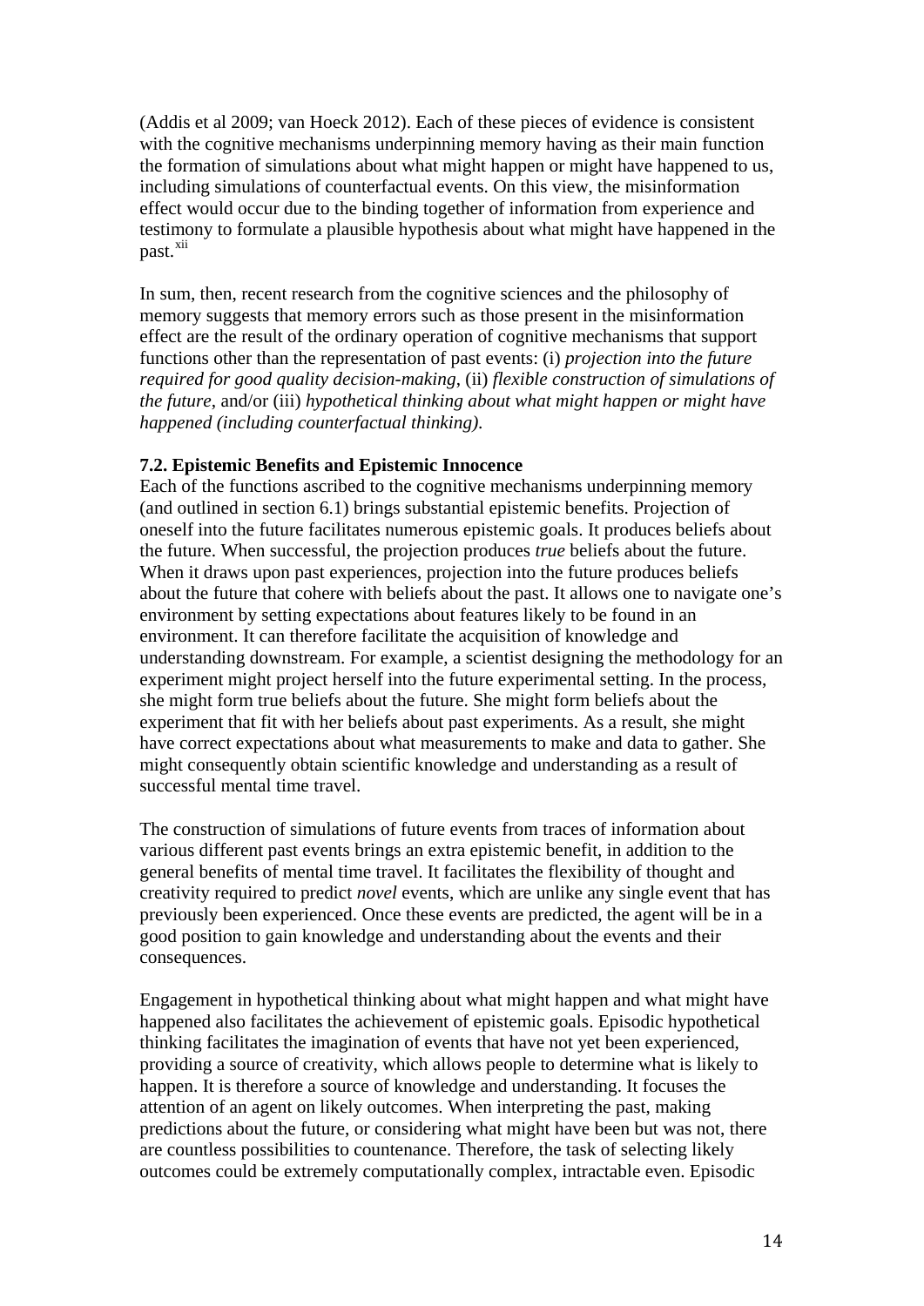(Addis et al 2009; van Hoeck 2012). Each of these pieces of evidence is consistent with the cognitive mechanisms underpinning memory having as their main function the formation of simulations about what might happen or might have happened to us, including simulations of counterfactual events. On this view, the misinformation effect would occur due to the binding together of information from experience and testimony to formulate a plausible hypothesis about what might have happened in the past.[xii]

In sum, then, recent research from the cognitive sciences and the philosophy of memory suggests that memory errors such as those present in the misinformation effect are the result of the ordinary operation of cognitive mechanisms that support functions other than the representation of past events: (i) *projection into the future required for good quality decision-making*, (ii) *flexible construction of simulations of the future*, and/or (iii) *hypothetical thinking about what might happen or might have happened (including counterfactual thinking).*

**7.2. Epistemic Benefits and Epistemic Innocence**

Each of the functions ascribed to the cognitive mechanisms underpinning memory (and outlined in section 6.1) brings substantial epistemic benefits. Projection of oneself into the future facilitates numerous epistemic goals. It produces beliefs about the future. When successful, the projection produces *true* beliefs about the future. When it draws upon past experiences, projection into the future produces beliefs about the future that cohere with beliefs about the past. It allows one to navigate one's environment by setting expectations about features likely to be found in an environment. It can therefore facilitate the acquisition of knowledge and understanding downstream. For example, a scientist designing the methodology for an experiment might project herself into the future experimental setting. In the process, she might form true beliefs about the future. She might form beliefs about the experiment that fit with her beliefs about past experiments. As a result, she might have correct expectations about what measurements to make and data to gather. She might consequently obtain scientific knowledge and understanding as a result of successful mental time travel.

The construction of simulations of future events from traces of information about various different past events brings an extra epistemic benefit, in addition to the general benefits of mental time travel. It facilitates the flexibility of thought and creativity required to predict *novel* events, which are unlike any single event that has previously been experienced. Once these events are predicted, the agent will be in a good position to gain knowledge and understanding about the events and their consequences.

Engagement in hypothetical thinking about what might happen and what might have happened also facilitates the achievement of epistemic goals. Episodic hypothetical thinking facilitates the imagination of events that have not yet been experienced, providing a source of creativity, which allows people to determine what is likely to happen. It is therefore a source of knowledge and understanding. It focuses the attention of an agent on likely outcomes. When interpreting the past, making predictions about the future, or considering what might have been but was not, there are countless possibilities to countenance. Therefore, the task of selecting likely outcomes could be extremely computationally complex, intractable even. Episodic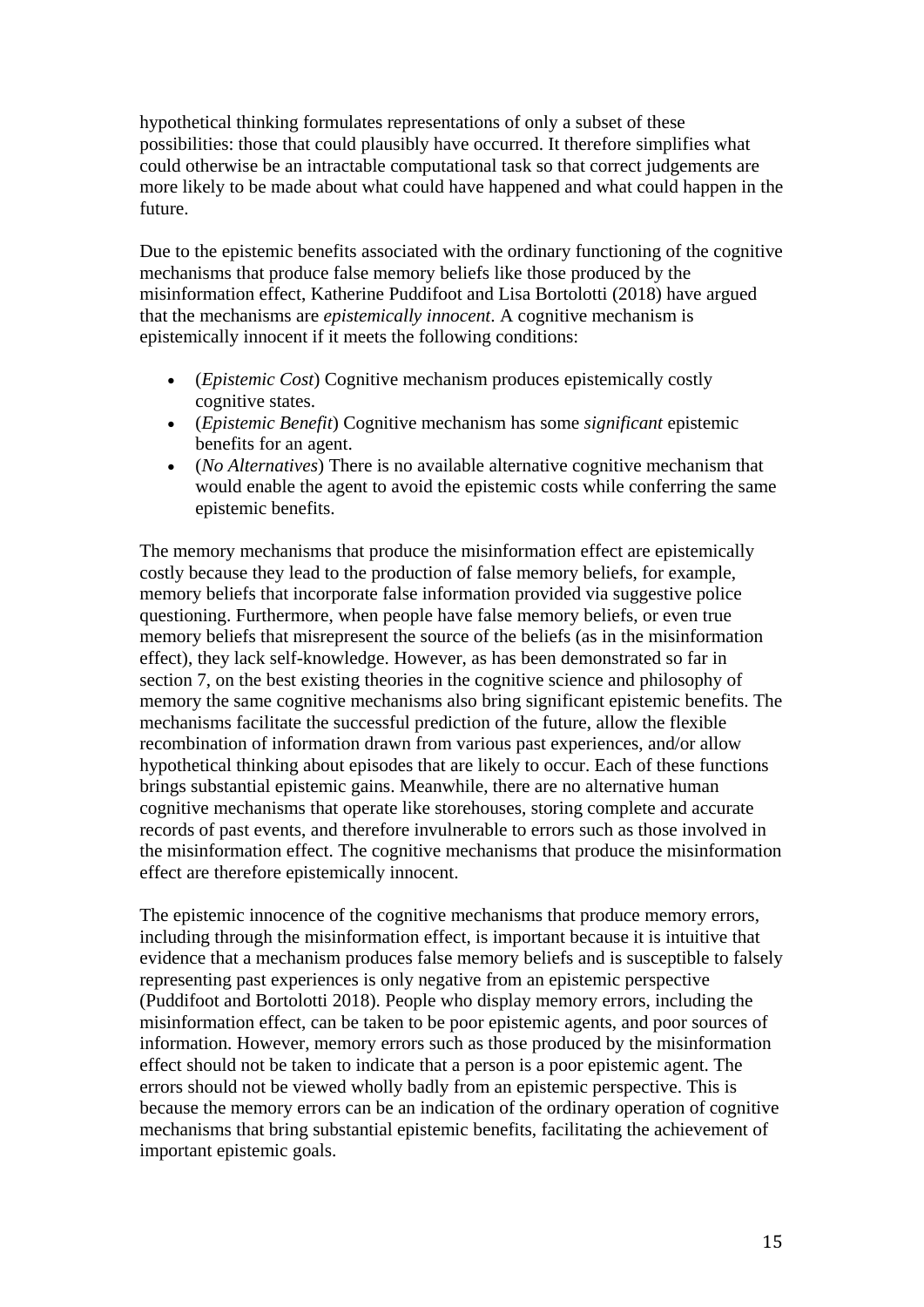hypothetical thinking formulates representations of only a subset of these possibilities: those that could plausibly have occurred. It therefore simplifies what could otherwise be an intractable computational task so that correct judgements are more likely to be made about what could have happened and what could happen in the future.

Due to the epistemic benefits associated with the ordinary functioning of the cognitive mechanisms that produce false memory beliefs like those produced by the misinformation effect, Katherine Puddifoot and Lisa Bortolotti (2018) have argued that the mechanisms are *epistemically innocent*. A cognitive mechanism is epistemically innocent if it meets the following conditions:

- (*Epistemic Cost*) Cognitive mechanism produces epistemically costly cognitive states.
- (*Epistemic Benefit*) Cognitive mechanism has some *significant* epistemic benefits for an agent.
- (*No Alternatives*) There is no available alternative cognitive mechanism that would enable the agent to avoid the epistemic costs while conferring the same epistemic benefits.

The memory mechanisms that produce the misinformation effect are epistemically costly because they lead to the production of false memory beliefs, for example, memory beliefs that incorporate false information provided via suggestive police questioning. Furthermore, when people have false memory beliefs, or even true memory beliefs that misrepresent the source of the beliefs (as in the misinformation effect), they lack self-knowledge. However, as has been demonstrated so far in section 7, on the best existing theories in the cognitive science and philosophy of memory the same cognitive mechanisms also bring significant epistemic benefits. The mechanisms facilitate the successful prediction of the future, allow the flexible recombination of information drawn from various past experiences, and/or allow hypothetical thinking about episodes that are likely to occur. Each of these functions brings substantial epistemic gains. Meanwhile, there are no alternative human cognitive mechanisms that operate like storehouses, storing complete and accurate records of past events, and therefore invulnerable to errors such as those involved in the misinformation effect. The cognitive mechanisms that produce the misinformation effect are therefore epistemically innocent.

The epistemic innocence of the cognitive mechanisms that produce memory errors, including through the misinformation effect, is important because it is intuitive that evidence that a mechanism produces false memory beliefs and is susceptible to falsely representing past experiences is only negative from an epistemic perspective (Puddifoot and Bortolotti 2018). People who display memory errors, including the misinformation effect, can be taken to be poor epistemic agents, and poor sources of information. However, memory errors such as those produced by the misinformation effect should not be taken to indicate that a person is a poor epistemic agent. The errors should not be viewed wholly badly from an epistemic perspective. This is because the memory errors can be an indication of the ordinary operation of cognitive mechanisms that bring substantial epistemic benefits, facilitating the achievement of important epistemic goals.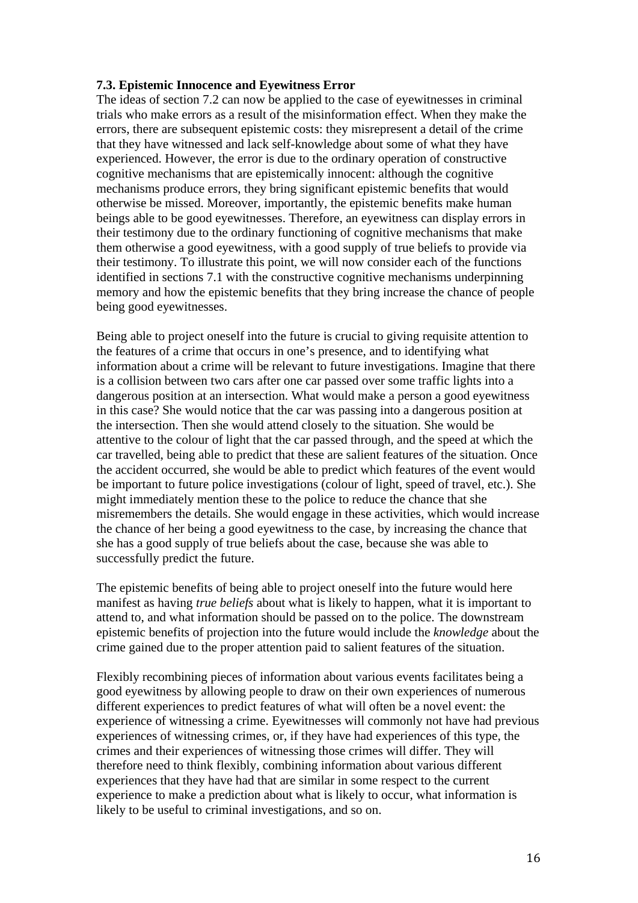### 7.3. Epistemic Innocence and Eyewitness Error

The ideas of section 7.2 can now be applied to the case of eyewitnesses in criminal trials who make errors as a result of the misinformation effect. When they make the errors, there are subsequent epistemic costs: they misrepresent a detail of the crime that they have witnessed and lack self-knowledge about some of what they have experienced. However, the error is due to the ordinary operation of constructive cognitive mechanisms that are epistemically innocent: although the cognitive mechanisms produce errors, they bring significant epistemic benefits that would otherwise be missed. Moreover, importantly, the epistemic benefits make human beings able to be good eyewitnesses. Therefore, an eyewitness can display errors in their testimony due to the ordinary functioning of cognitive mechanisms that make them otherwise a good eyewitness, with a good supply of true beliefs to provide via their testimony. To illustrate this point, we will now consider each of the functions identified in sections 7.1 with the constructive cognitive mechanisms underpinning memory and how the epistemic benefits that they bring increase the chance of people being good eyewitnesses.

Being able to project oneself into the future is crucial to giving requisite attention to the features of a crime that occurs in one's presence, and to identifying what information about a crime will be relevant to future investigations. Imagine that there is a collision between two cars after one car passed over some traffic lights into a dangerous position at an intersection. What would make a person a good eyewitness in this case? She would notice that the car was passing into a dangerous position at the intersection. Then she would attend closely to the situation. She would be attentive to the colour of light that the car passed through, and the speed at which the car travelled, being able to predict that these are salient features of the situation. Once the accident occurred, she would be able to predict which features of the event would be important to future police investigations (colour of light, speed of travel, etc.). She might immediately mention these to the police to reduce the chance that she misremembers the details. She would engage in these activities, which would increase the chance of her being a good eyewitness to the case, by increasing the chance that she has a good supply of true beliefs about the case, because she was able to successfully predict the future.

The epistemic benefits of being able to project oneself into the future would here manifest as having *true beliefs* about what is likely to happen, what it is important to attend to, and what information should be passed on to the police. The downstream epistemic benefits of projection into the future would include the *knowledge* about the crime gained due to the proper attention paid to salient features of the situation.

Flexibly recombining pieces of information about various events facilitates being a good eyewitness by allowing people to draw on their own experiences of numerous different experiences to predict features of what will often be a novel event: the experience of witnessing a crime. Eyewitnesses will commonly not have had previous experiences of witnessing crimes, or, if they have had experiences of this type, the crimes and their experiences of witnessing those crimes will differ. They will therefore need to think flexibly, combining information about various different experiences that they have had that are similar in some respect to the current experience to make a prediction about what is likely to occur, what information is likely to be useful to criminal investigations, and so on.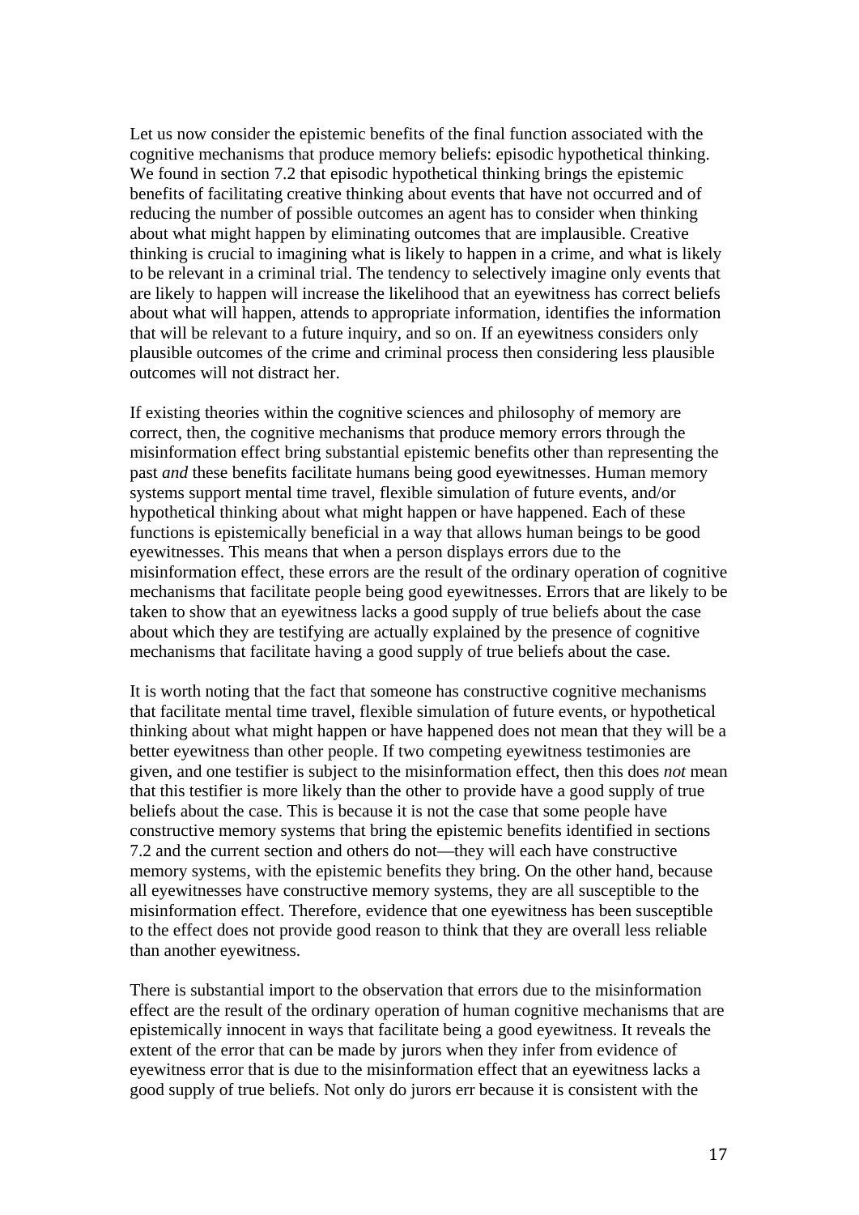Let us now consider the epistemic benefits of the final function associated with the cognitive mechanisms that produce memory beliefs: episodic hypothetical thinking. We found in section 7.2 that episodic hypothetical thinking brings the epistemic benefits of facilitating creative thinking about events that have not occurred and of reducing the number of possible outcomes an agent has to consider when thinking about what might happen by eliminating outcomes that are implausible. Creative thinking is crucial to imagining what is likely to happen in a crime, and what is likely to be relevant in a criminal trial. The tendency to selectively imagine only events that are likely to happen will increase the likelihood that an eyewitness has correct beliefs about what will happen, attends to appropriate information, identifies the information that will be relevant to a future inquiry, and so on. If an eyewitness considers only plausible outcomes of the crime and criminal process then considering less plausible outcomes will not distract her.

If existing theories within the cognitive sciences and philosophy of memory are correct, then, the cognitive mechanisms that produce memory errors through the misinformation effect bring substantial epistemic benefits other than representing the past *and* these benefits facilitate humans being good eyewitnesses. Human memory systems support mental time travel, flexible simulation of future events, and/or hypothetical thinking about what might happen or have happened. Each of these functions is epistemically beneficial in a way that allows human beings to be good eyewitnesses. This means that when a person displays errors due to the misinformation effect, these errors are the result of the ordinary operation of cognitive mechanisms that facilitate people being good eyewitnesses. Errors that are likely to be taken to show that an eyewitness lacks a good supply of true beliefs about the case about which they are testifying are actually explained by the presence of cognitive mechanisms that facilitate having a good supply of true beliefs about the case.

It is worth noting that the fact that someone has constructive cognitive mechanisms that facilitate mental time travel, flexible simulation of future events, or hypothetical thinking about what might happen or have happened does not mean that they will be a better eyewitness than other people. If two competing eyewitness testimonies are given, and one testifier is subject to the misinformation effect, then this does *not* mean that this testifier is more likely than the other to provide have a good supply of true beliefs about the case. This is because it is not the case that some people have constructive memory systems that bring the epistemic benefits identified in sections 7.2 and the current section and others do not—they will each have constructive memory systems, with the epistemic benefits they bring. On the other hand, because all eyewitnesses have constructive memory systems, they are all susceptible to the misinformation effect. Therefore, evidence that one eyewitness has been susceptible to the effect does not provide good reason to think that they are overall less reliable than another eyewitness.

There is substantial import to the observation that errors due to the misinformation effect are the result of the ordinary operation of human cognitive mechanisms that are epistemically innocent in ways that facilitate being a good eyewitness. It reveals the extent of the error that can be made by jurors when they infer from evidence of eyewitness error that is due to the misinformation effect that an eyewitness lacks a good supply of true beliefs. Not only do jurors err because it is consistent with the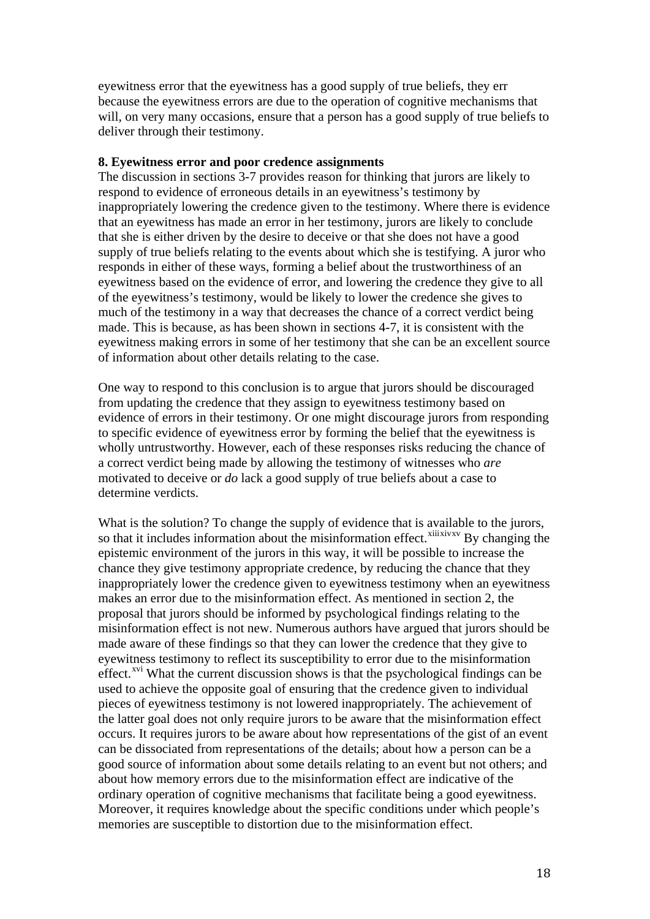eyewitness error that the eyewitness has a good supply of true beliefs, they err because the eyewitness errors are due to the operation of cognitive mechanisms that will, on very many occasions, ensure that a person has a good supply of true beliefs to deliver through their testimony.

**8. Eyewitness error and poor credence assignments**

The discussion in sections 3-7 provides reason for thinking that jurors are likely to respond to evidence of erroneous details in an eyewitness's testimony by inappropriately lowering the credence given to the testimony. Where there is evidence that an eyewitness has made an error in her testimony, jurors are likely to conclude that she is either driven by the desire to deceive or that she does not have a good supply of true beliefs relating to the events about which she is testifying. A juror who responds in either of these ways, forming a belief about the trustworthiness of an eyewitness based on the evidence of error, and lowering the credence they give to all of the eyewitness's testimony, would be likely to lower the credence she gives to much of the testimony in a way that decreases the chance of a correct verdict being made. This is because, as has been shown in sections 4-7, it is consistent with the eyewitness making errors in some of her testimony that she can be an excellent source of information about other details relating to the case.

One way to respond to this conclusion is to argue that jurors should be discouraged from updating the credence that they assign to eyewitness testimony based on evidence of errors in their testimony. Or one might discourage jurors from responding to specific evidence of eyewitness error by forming the belief that the eyewitness is wholly untrustworthy. However, each of these responses risks reducing the chance of a correct verdict being made by allowing the testimony of witnesses who *are* motivated to deceive or *do* lack a good supply of true beliefs about a case to determine verdicts.

What is the solution? To change the supply of evidence that is available to the jurors, so that it includes information about the misinformation effect.[xiii][xiv][xv] By changing the epistemic environment of the jurors in this way, it will be possible to increase the chance they give testimony appropriate credence, by reducing the chance that they inappropriately lower the credence given to eyewitness testimony when an eyewitness makes an error due to the misinformation effect. As mentioned in section 2, the proposal that jurors should be informed by psychological findings relating to the misinformation effect is not new. Numerous authors have argued that jurors should be made aware of these findings so that they can lower the credence that they give to eyewitness testimony to reflect its susceptibility to error due to the misinformation effect.[xvi] What the current discussion shows is that the psychological findings can be used to achieve the opposite goal of ensuring that the credence given to individual pieces of eyewitness testimony is not lowered inappropriately. The achievement of the latter goal does not only require jurors to be aware that the misinformation effect occurs. It requires jurors to be aware about how representations of the gist of an event can be dissociated from representations of the details; about how a person can be a good source of information about some details relating to an event but not others; and about how memory errors due to the misinformation effect are indicative of the ordinary operation of cognitive mechanisms that facilitate being a good eyewitness. Moreover, it requires knowledge about the specific conditions under which people's memories are susceptible to distortion due to the misinformation effect.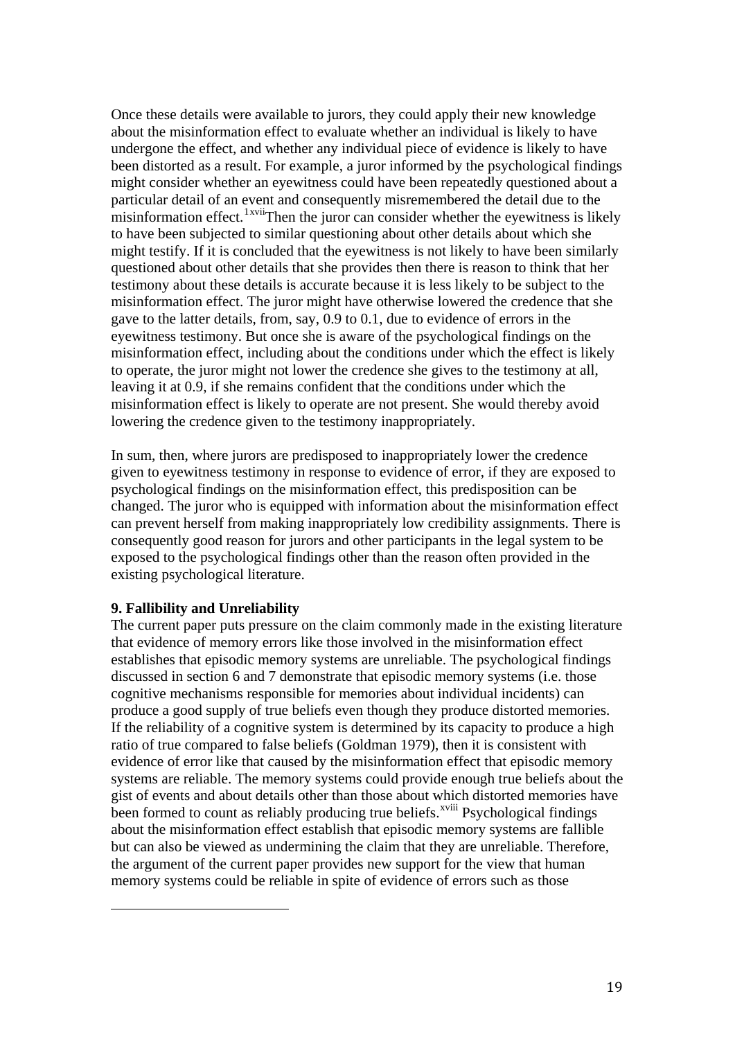Once these details were available to jurors, they could apply their new knowledge about the misinformation effect to evaluate whether an individual is likely to have undergone the effect, and whether any individual piece of evidence is likely to have been distorted as a result. For example, a juror informed by the psychological findings might consider whether an eyewitness could have been repeatedly questioned about a particular detail of an event and consequently misremembered the detail due to the misinformation effect.[1][xvii] Then the juror can consider whether the eyewitness is likely to have been subjected to similar questioning about other details about which she might testify. If it is concluded that the eyewitness is not likely to have been similarly questioned about other details that she provides then there is reason to think that her testimony about these details is accurate because it is less likely to be subject to the misinformation effect. The juror might have otherwise lowered the credence that she gave to the latter details, from, say, 0.9 to 0.1, due to evidence of errors in the eyewitness testimony. But once she is aware of the psychological findings on the misinformation effect, including about the conditions under which the effect is likely to operate, the juror might not lower the credence she gives to the testimony at all, leaving it at 0.9, if she remains confident that the conditions under which the misinformation effect is likely to operate are not present. She would thereby avoid lowering the credence given to the testimony inappropriately.

In sum, then, where jurors are predisposed to inappropriately lower the credence given to eyewitness testimony in response to evidence of error, if they are exposed to psychological findings on the misinformation effect, this predisposition can be changed. The juror who is equipped with information about the misinformation effect can prevent herself from making inappropriately low credibility assignments. There is consequently good reason for jurors and other participants in the legal system to be exposed to the psychological findings other than the reason often provided in the existing psychological literature.

**9. Fallibility and Unreliability**

The current paper puts pressure on the claim commonly made in the existing literature that evidence of memory errors like those involved in the misinformation effect establishes that episodic memory systems are unreliable. The psychological findings discussed in section 6 and 7 demonstrate that episodic memory systems (i.e. those cognitive mechanisms responsible for memories about individual incidents) can produce a good supply of true beliefs even though they produce distorted memories. If the reliability of a cognitive system is determined by its capacity to produce a high ratio of true compared to false beliefs (Goldman 1979), then it is consistent with evidence of error like that caused by the misinformation effect that episodic memory systems are reliable. The memory systems could provide enough true beliefs about the gist of events and about details other than those about which distorted memories have been formed to count as reliably producing true beliefs.[xviii] Psychological findings about the misinformation effect establish that episodic memory systems are fallible but can also be viewed as undermining the claim that they are unreliable. Therefore, the argument of the current paper provides new support for the view that human memory systems could be reliable in spite of evidence of errors such as those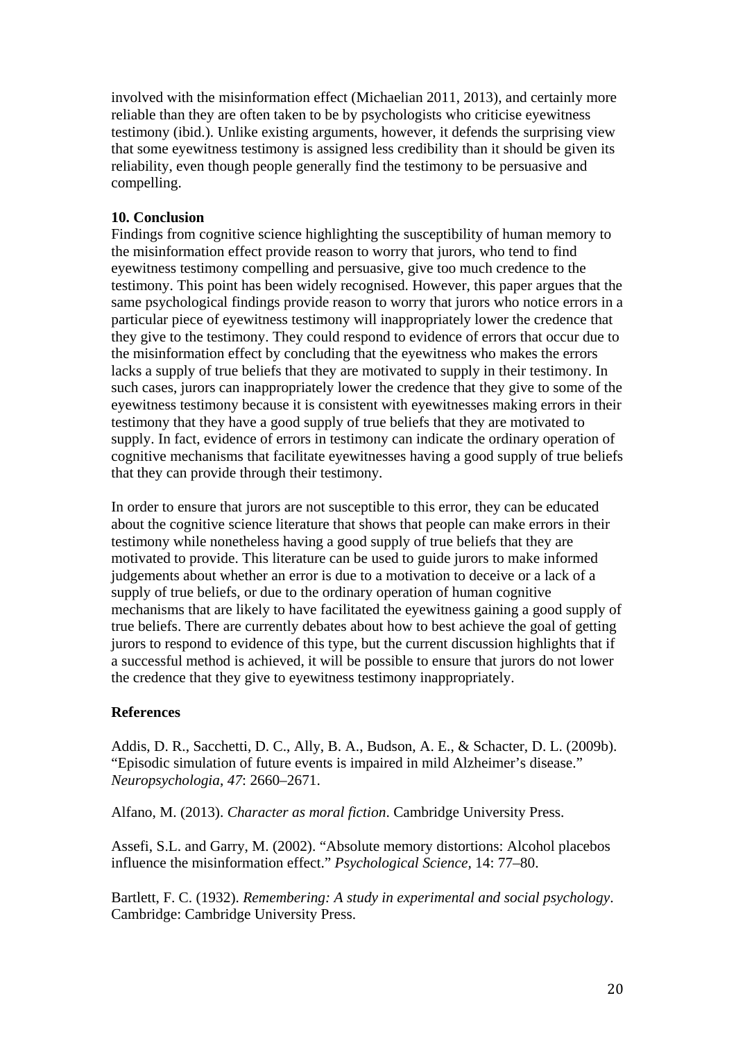involved with the misinformation effect (Michaelian 2011, 2013), and certainly more reliable than they are often taken to be by psychologists who criticise eyewitness testimony (ibid.). Unlike existing arguments, however, it defends the surprising view that some eyewitness testimony is assigned less credibility than it should be given its reliability, even though people generally find the testimony to be persuasive and compelling.

**10. Conclusion**

Findings from cognitive science highlighting the susceptibility of human memory to the misinformation effect provide reason to worry that jurors, who tend to find eyewitness testimony compelling and persuasive, give too much credence to the testimony. This point has been widely recognised. However, this paper argues that the same psychological findings provide reason to worry that jurors who notice errors in a particular piece of eyewitness testimony will inappropriately lower the credence that they give to the testimony. They could respond to evidence of errors that occur due to the misinformation effect by concluding that the eyewitness who makes the errors lacks a supply of true beliefs that they are motivated to supply in their testimony. In such cases, jurors can inappropriately lower the credence that they give to some of the eyewitness testimony because it is consistent with eyewitnesses making errors in their testimony that they have a good supply of true beliefs that they are motivated to supply. In fact, evidence of errors in testimony can indicate the ordinary operation of cognitive mechanisms that facilitate eyewitnesses having a good supply of true beliefs that they can provide through their testimony.

In order to ensure that jurors are not susceptible to this error, they can be educated about the cognitive science literature that shows that people can make errors in their testimony while nonetheless having a good supply of true beliefs that they are motivated to provide. This literature can be used to guide jurors to make informed judgements about whether an error is due to a motivation to deceive or a lack of a supply of true beliefs, or due to the ordinary operation of human cognitive mechanisms that are likely to have facilitated the eyewitness gaining a good supply of true beliefs. There are currently debates about how to best achieve the goal of getting jurors to respond to evidence of this type, but the current discussion highlights that if a successful method is achieved, it will be possible to ensure that jurors do not lower the credence that they give to eyewitness testimony inappropriately.

**References**

Addis, D. R., Sacchetti, D. C., Ally, B. A., Budson, A. E., & Schacter, D. L. (2009b). "Episodic simulation of future events is impaired in mild Alzheimer's disease." *Neuropsychologia*, *47*: 2660–2671.

Alfano, M. (2013). *Character as moral fiction*. Cambridge University Press.

Assefi, S.L. and Garry, M. (2002). "Absolute memory distortions: Alcohol placebos influence the misinformation effect." *Psychological Science,* 14: 77–80.

Bartlett, F. C. (1932). *Remembering: A study in experimental and social psychology*. Cambridge: Cambridge University Press.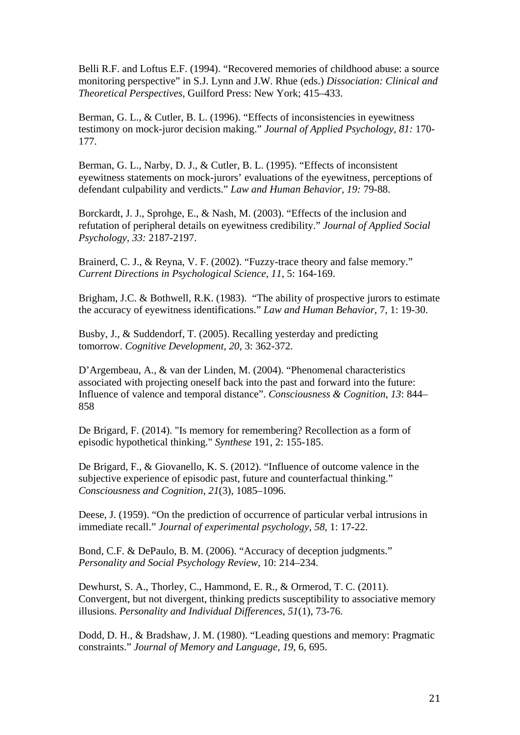Belli R.F. and Loftus E.F. (1994). “Recovered memories of childhood abuse: a source monitoring perspective” in S.J. Lynn and J.W. Rhue (eds.) *Dissociation: Clinical and Theoretical Perspectives*, Guilford Press: New York; 415–433.

Berman, G. L., & Cutler, B. L. (1996). “Effects of inconsistencies in eyewitness testimony on mock-juror decision making.” *Journal of Applied Psychology, 81:* 170-177.

Berman, G. L., Narby, D. J., & Cutler, B. L. (1995). “Effects of inconsistent eyewitness statements on mock-jurors’ evaluations of the eyewitness, perceptions of defendant culpability and verdicts.” *Law and Human Behavior, 19:* 79-88.

Borckardt, J. J., Sprohge, E., & Nash, M. (2003). “Effects of the inclusion and refutation of peripheral details on eyewitness credibility.” *Journal of Applied Social Psychology, 33:* 2187-2197.

Brainerd, C. J., & Reyna, V. F. (2002). “Fuzzy-trace theory and false memory.” *Current Directions in Psychological Science*, *11*, 5: 164-169.

Brigham, J.C. & Bothwell, R.K. (1983). “The ability of prospective jurors to estimate the accuracy of eyewitness identifications.” *Law and Human Behavior*, 7, 1: 19-30.

Busby, J., & Suddendorf, T. (2005). Recalling yesterday and predicting tomorrow. *Cognitive Development*, *20*, 3: 362-372.

D’Argembeau, A., & van der Linden, M. (2004). “Phenomenal characteristics associated with projecting oneself back into the past and forward into the future: Influence of valence and temporal distance”. *Consciousness & Cognition*, *13*: 844–858

De Brigard, F. (2014). "Is memory for remembering? Recollection as a form of episodic hypothetical thinking." *Synthese* 191, 2: 155-185.

De Brigard, F., & Giovanello, K. S. (2012). “Influence of outcome valence in the subjective experience of episodic past, future and counterfactual thinking.” *Consciousness and Cognition*, *21*(3), 1085–1096.

Deese, J. (1959). “On the prediction of occurrence of particular verbal intrusions in immediate recall.” *Journal of experimental psychology*, *58*, 1: 17-22.

Bond, C.F. & DePaulo, B. M. (2006). “Accuracy of deception judgments.” *Personality and Social Psychology Review*, 10: 214–234.

Dewhurst, S. A., Thorley, C., Hammond, E. R., & Ormerod, T. C. (2011). Convergent, but not divergent, thinking predicts susceptibility to associative memory illusions. *Personality and Individual Differences*, *51*(1), 73-76.

Dodd, D. H., & Bradshaw, J. M. (1980). “Leading questions and memory: Pragmatic constraints.” *Journal of Memory and Language*, *19*, 6, 695.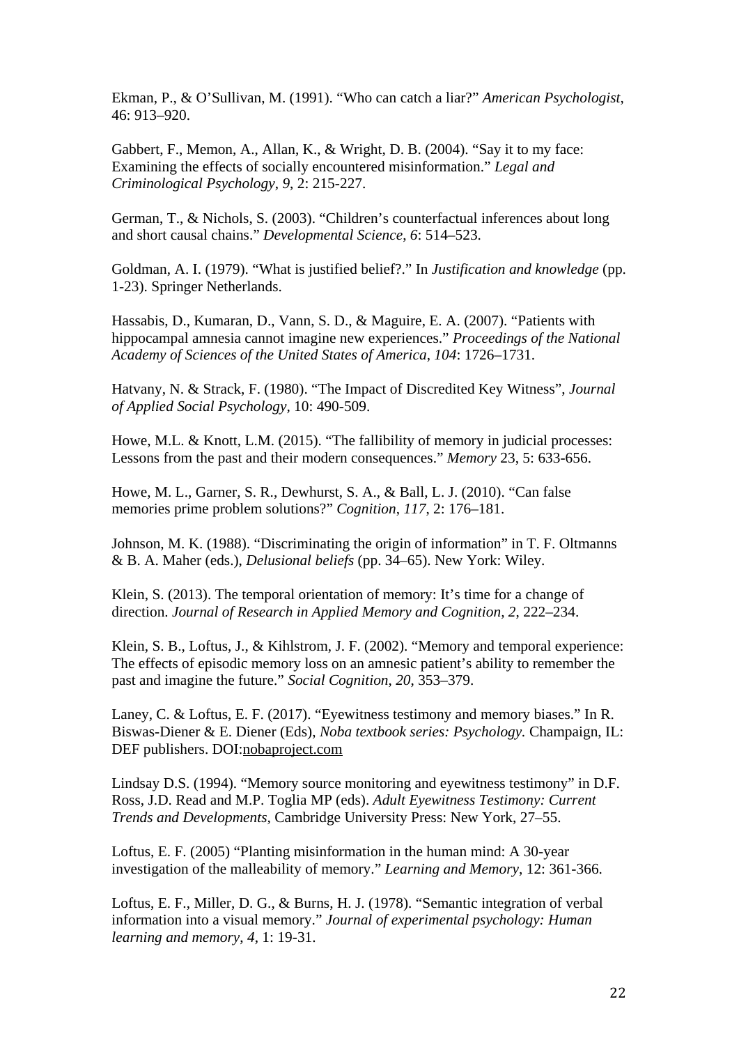Ekman, P., & O'Sullivan, M. (1991). "Who can catch a liar?" *American Psychologist*, 46: 913–920.

Gabbert, F., Memon, A., Allan, K., & Wright, D. B. (2004). "Say it to my face: Examining the effects of socially encountered misinformation." *Legal and Criminological Psychology*, *9*, 2: 215-227.

German, T., & Nichols, S. (2003). "Children's counterfactual inferences about long and short causal chains." *Developmental Science*, *6*: 514–523.

Goldman, A. I. (1979). "What is justified belief?." In *Justification and knowledge* (pp. 1-23). Springer Netherlands.

Hassabis, D., Kumaran, D., Vann, S. D., & Maguire, E. A. (2007). "Patients with hippocampal amnesia cannot imagine new experiences." *Proceedings of the National Academy of Sciences of the United States of America*, *104*: 1726–1731.

Hatvany, N. & Strack, F. (1980). "The Impact of Discredited Key Witness", *Journal of Applied Social Psychology,* 10: 490-509.

Howe, M.L. & Knott, L.M. (2015). "The fallibility of memory in judicial processes: Lessons from the past and their modern consequences." *Memory* 23, 5: 633-656.

Howe, M. L., Garner, S. R., Dewhurst, S. A., & Ball, L. J. (2010). "Can false memories prime problem solutions?" *Cognition*, *117*, 2: 176–181.

Johnson, M. K. (1988). "Discriminating the origin of information" in T. F. Oltmanns & B. A. Maher (eds.), *Delusional beliefs* (pp. 34–65). New York: Wiley.

Klein, S. (2013). The temporal orientation of memory: It's time for a change of direction. *Journal of Research in Applied Memory and Cognition, 2*, 222–234.

Klein, S. B., Loftus, J., & Kihlstrom, J. F. (2002). "Memory and temporal experience: The effects of episodic memory loss on an amnesic patient's ability to remember the past and imagine the future." *Social Cognition*, *20*, 353–379.

Laney, C. & Loftus, E. F. (2017). "Eyewitness testimony and memory biases." In R. Biswas-Diener & E. Diener (Eds), *Noba textbook series: Psychology.* Champaign, IL: DEF publishers. DOI:nobaproject.com

Lindsay D.S. (1994). "Memory source monitoring and eyewitness testimony" in D.F. Ross, J.D. Read and M.P. Toglia MP (eds). *Adult Eyewitness Testimony: Current Trends and Developments,* Cambridge University Press: New York, 27–55.

Loftus, E. F. (2005) "Planting misinformation in the human mind: A 30-year investigation of the malleability of memory." *Learning and Memory*, 12: 361-366.

Loftus, E. F., Miller, D. G., & Burns, H. J. (1978). "Semantic integration of verbal information into a visual memory." *Journal of experimental psychology: Human learning and memory*, *4*, 1: 19-31.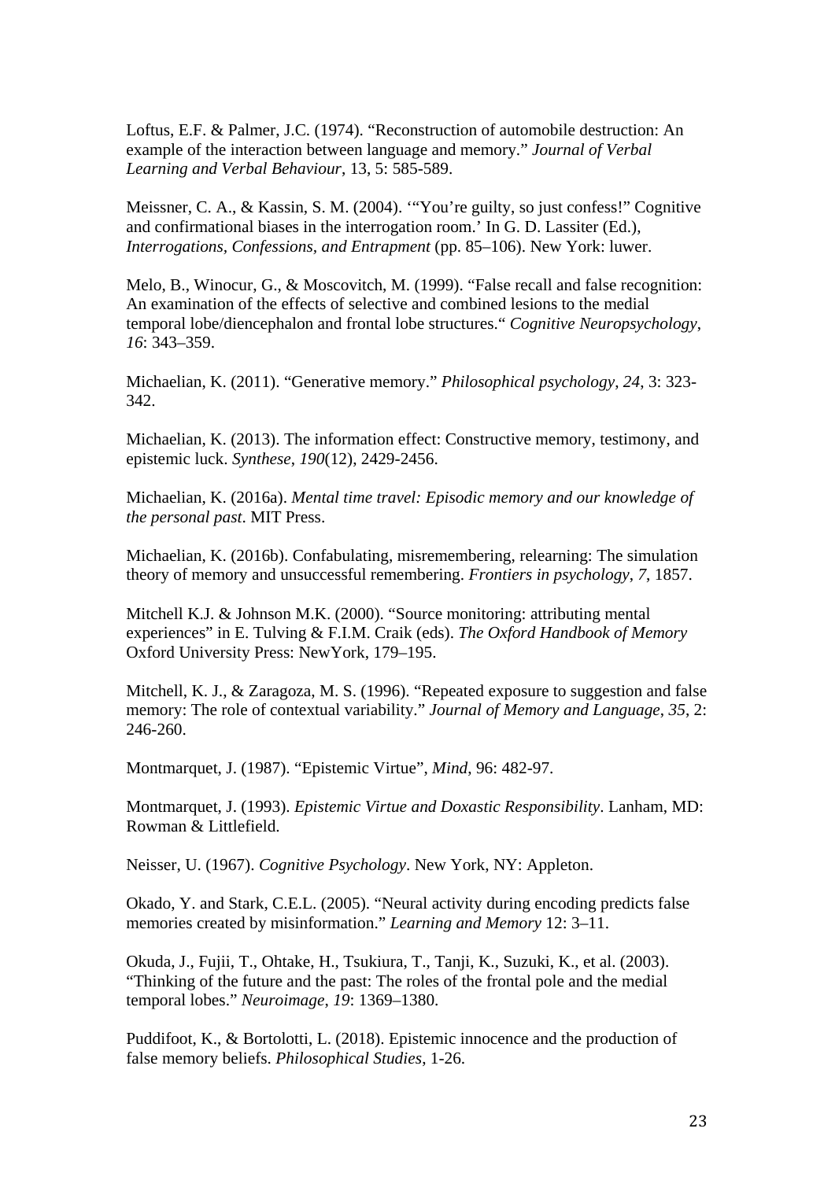Loftus, E.F. & Palmer, J.C. (1974). “Reconstruction of automobile destruction: An example of the interaction between language and memory.” *Journal of Verbal Learning and Verbal Behaviour*, 13, 5: 585-589.

Meissner, C. A., & Kassin, S. M. (2004). ‘“You’re guilty, so just confess!” Cognitive and confirmational biases in the interrogation room.’ In G. D. Lassiter (Ed.), *Interrogations, Confessions, and Entrapment* (pp. 85–106). New York: luwer.

Melo, B., Winocur, G., & Moscovitch, M. (1999). “False recall and false recognition: An examination of the effects of selective and combined lesions to the medial temporal lobe/diencephalon and frontal lobe structures.“ *Cognitive Neuropsychology*, *16*: 343–359.

Michaelian, K. (2011). “Generative memory.” *Philosophical psychology*, *24*, 3: 323-342.

Michaelian, K. (2013). The information effect: Constructive memory, testimony, and epistemic luck. *Synthese*, *190*(12), 2429-2456.

Michaelian, K. (2016a). *Mental time travel: Episodic memory and our knowledge of the personal past*. MIT Press.

Michaelian, K. (2016b). Confabulating, misremembering, relearning: The simulation theory of memory and unsuccessful remembering. *Frontiers in psychology*, *7*, 1857.

Mitchell K.J. & Johnson M.K. (2000). “Source monitoring: attributing mental experiences” in E. Tulving & F.I.M. Craik (eds). *The Oxford Handbook of Memory* Oxford University Press: NewYork, 179–195.

Mitchell, K. J., & Zaragoza, M. S. (1996). “Repeated exposure to suggestion and false memory: The role of contextual variability.” *Journal of Memory and Language*, *35*, 2: 246-260.

Montmarquet, J. (1987). “Epistemic Virtue”, *Mind*, 96: 482-97.

Montmarquet, J. (1993). *Epistemic Virtue and Doxastic Responsibility*. Lanham, MD: Rowman & Littlefield.

Neisser, U. (1967). *Cognitive Psychology*. New York, NY: Appleton.

Okado, Y. and Stark, C.E.L. (2005). “Neural activity during encoding predicts false memories created by misinformation.” *Learning and Memory* 12: 3–11.

Okuda, J., Fujii, T., Ohtake, H., Tsukiura, T., Tanji, K., Suzuki, K., et al. (2003). “Thinking of the future and the past: The roles of the frontal pole and the medial temporal lobes.” *Neuroimage*, *19*: 1369–1380.

Puddifoot, K., & Bortolotti, L. (2018). Epistemic innocence and the production of false memory beliefs. *Philosophical Studies*, 1-26.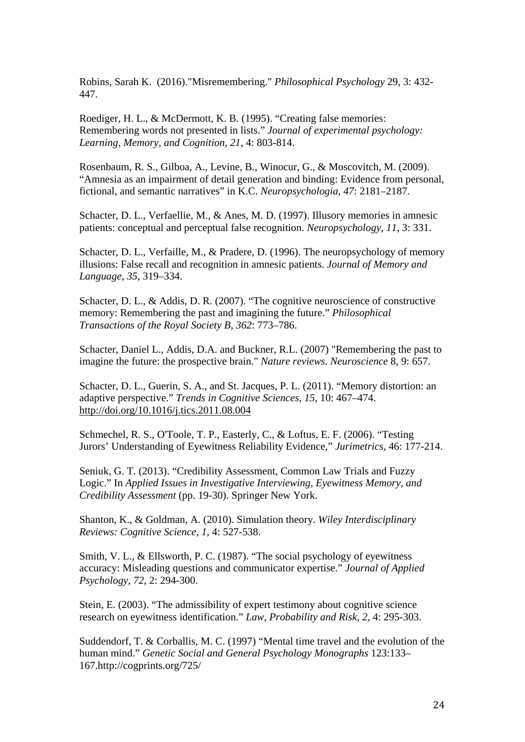Robins, Sarah K. (2016)."Misremembering." *Philosophical Psychology* 29, 3: 432-447.

Roediger, H. L., & McDermott, K. B. (1995). "Creating false memories: Remembering words not presented in lists." *Journal of experimental psychology: Learning, Memory, and Cognition*, *21*, 4: 803-814.

Rosenbaum, R. S., Gilboa, A., Levine, B., Winocur, G., & Moscovitch, M. (2009). "Amnesia as an impairment of detail generation and binding: Evidence from personal, fictional, and semantic narratives" in K.C. *Neuropsychologia*, *47*: 2181–2187.

Schacter, D. L., Verfaellie, M., & Anes, M. D. (1997). Illusory memories in amnesic patients: conceptual and perceptual false recognition. *Neuropsychology*, *11*, 3: 331.

Schacter, D. L., Verfaille, M., & Pradere, D. (1996). The neuropsychology of memory illusions: False recall and recognition in amnesic patients. *Journal of Memory and Language*, *35*, 319–334.

Schacter, D. L., & Addis, D. R. (2007). "The cognitive neuroscience of constructive memory: Remembering the past and imagining the future." *Philosophical Transactions of the Royal Society B*, *362*: 773–786.

Schacter, Daniel L., Addis, D.A. and Buckner, R.L. (2007) "Remembering the past to imagine the future: the prospective brain." *Nature reviews. Neuroscience* 8, 9: 657.

Schacter, D. L., Guerin, S. A., and St. Jacques, P. L. (2011). "Memory distortion: an adaptive perspective." *Trends in Cognitive Sciences*, *15*, 10: 467–474. http://doi.org/10.1016/j.tics.2011.08.004

Schmechel, R. S., O'Toole, T. P., Easterly, C., & Loftus, E. F. (2006). "Testing Jurors' Understanding of Eyewitness Reliability Evidence," *Jurimetrics*, 46: 177-214.

Seniuk, G. T. (2013). "Credibility Assessment, Common Law Trials and Fuzzy Logic." In *Applied Issues in Investigative Interviewing, Eyewitness Memory, and Credibility Assessment* (pp. 19-30). Springer New York.

Shanton, K., & Goldman, A. (2010). Simulation theory. *Wiley Interdisciplinary Reviews: Cognitive Science*, *1*, 4: 527-538.

Smith, V. L., & Ellsworth, P. C. (1987). "The social psychology of eyewitness accuracy: Misleading questions and communicator expertise." *Journal of Applied Psychology*, *72*, 2: 294-300.

Stein, E. (2003). "The admissibility of expert testimony about cognitive science research on eyewitness identification." *Law, Probability and Risk*, *2*, 4: 295-303.

Suddendorf, T. & Corballis, M. C. (1997) "Mental time travel and the evolution of the human mind." *Genetic Social and General Psychology Monographs* 123:133–167.http://cogprints.org/725/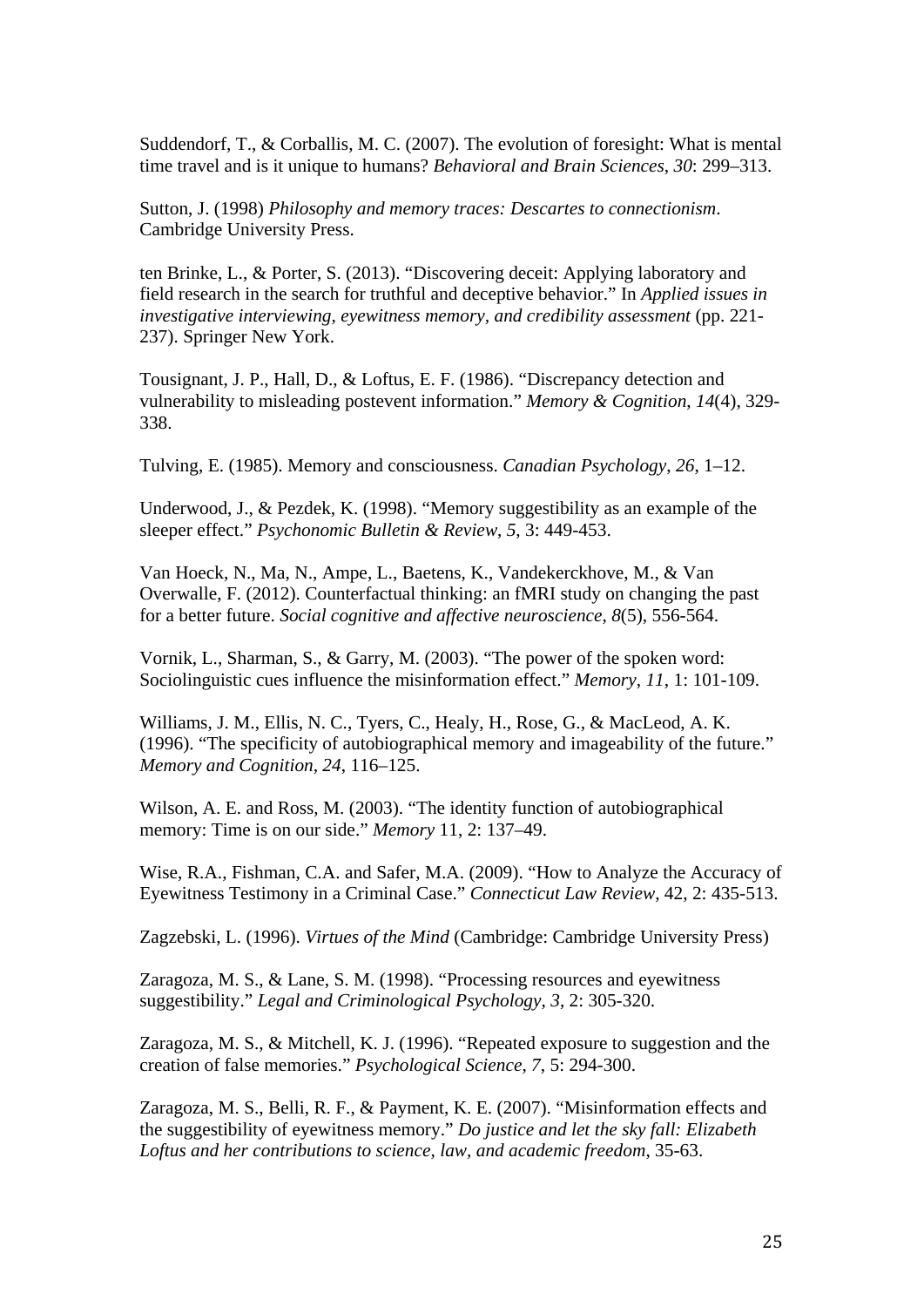Suddendorf, T., & Corballis, M. C. (2007). The evolution of foresight: What is mental time travel and is it unique to humans? *Behavioral and Brain Sciences*, *30*: 299–313.

Sutton, J. (1998) *Philosophy and memory traces: Descartes to connectionism*. Cambridge University Press.

ten Brinke, L., & Porter, S. (2013). "Discovering deceit: Applying laboratory and field research in the search for truthful and deceptive behavior." In *Applied issues in investigative interviewing, eyewitness memory, and credibility assessment* (pp. 221-237). Springer New York.

Tousignant, J. P., Hall, D., & Loftus, E. F. (1986). "Discrepancy detection and vulnerability to misleading postevent information." *Memory & Cognition*, *14*(4), 329-338.

Tulving, E. (1985). Memory and consciousness. *Canadian Psychology*, *26*, 1–12.

Underwood, J., & Pezdek, K. (1998). "Memory suggestibility as an example of the sleeper effect." *Psychonomic Bulletin & Review*, *5*, 3: 449-453.

Van Hoeck, N., Ma, N., Ampe, L., Baetens, K., Vandekerckhove, M., & Van Overwalle, F. (2012). Counterfactual thinking: an fMRI study on changing the past for a better future. *Social cognitive and affective neuroscience*, *8*(5), 556-564.

Vornik, L., Sharman, S., & Garry, M. (2003). "The power of the spoken word: Sociolinguistic cues influence the misinformation effect." *Memory*, *11*, 1: 101-109.

Williams, J. M., Ellis, N. C., Tyers, C., Healy, H., Rose, G., & MacLeod, A. K. (1996). "The specificity of autobiographical memory and imageability of the future." *Memory and Cognition*, *24*, 116–125.

Wilson, A. E. and Ross, M. (2003). "The identity function of autobiographical memory: Time is on our side." *Memory* 11, 2: 137–49.

Wise, R.A., Fishman, C.A. and Safer, M.A. (2009). "How to Analyze the Accuracy of Eyewitness Testimony in a Criminal Case." *Connecticut Law Review*, 42, 2: 435-513.

Zagzebski, L. (1996). *Virtues of the Mind* (Cambridge: Cambridge University Press)

Zaragoza, M. S., & Lane, S. M. (1998). "Processing resources and eyewitness suggestibility." *Legal and Criminological Psychology*, *3*, 2: 305-320.

Zaragoza, M. S., & Mitchell, K. J. (1996). "Repeated exposure to suggestion and the creation of false memories." *Psychological Science*, *7*, 5: 294-300.

Zaragoza, M. S., Belli, R. F., & Payment, K. E. (2007). "Misinformation effects and the suggestibility of eyewitness memory." *Do justice and let the sky fall: Elizabeth Loftus and her contributions to science, law, and academic freedom*, 35-63.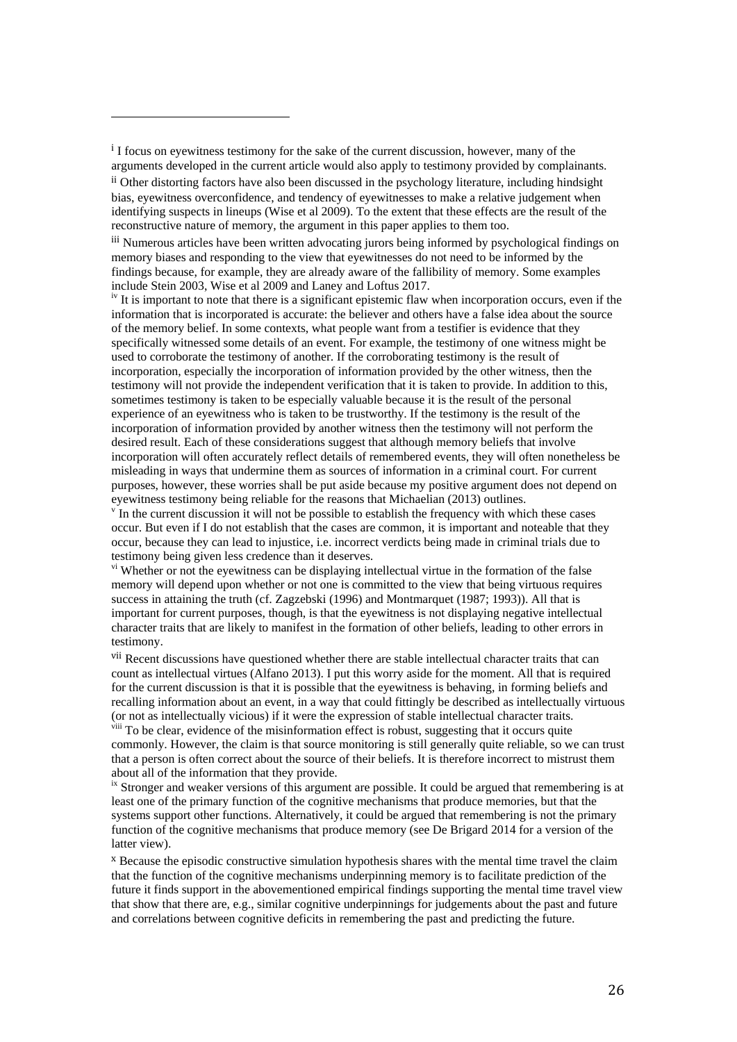[i] I focus on eyewitness testimony for the sake of the current discussion, however, many of the arguments developed in the current article would also apply to testimony provided by complainants.

[ii] Other distorting factors have also been discussed in the psychology literature, including hindsight bias, eyewitness overconfidence, and tendency of eyewitnesses to make a relative judgement when identifying suspects in lineups (Wise et al 2009). To the extent that these effects are the result of the reconstructive nature of memory, the argument in this paper applies to them too.

[iii] Numerous articles have been written advocating jurors being informed by psychological findings on memory biases and responding to the view that eyewitnesses do not need to be informed by the findings because, for example, they are already aware of the fallibility of memory. Some examples include Stein 2003, Wise et al 2009 and Laney and Loftus 2017.

[iv] It is important to note that there is a significant epistemic flaw when incorporation occurs, even if the information that is incorporated is accurate: the believer and others have a false idea about the source of the memory belief. In some contexts, what people want from a testifier is evidence that they specifically witnessed some details of an event. For example, the testimony of one witness might be used to corroborate the testimony of another. If the corroborating testimony is the result of incorporation, especially the incorporation of information provided by the other witness, then the testimony will not provide the independent verification that it is taken to provide. In addition to this, sometimes testimony is taken to be especially valuable because it is the result of the personal experience of an eyewitness who is taken to be trustworthy. If the testimony is the result of the incorporation of information provided by another witness then the testimony will not perform the desired result. Each of these considerations suggest that although memory beliefs that involve incorporation will often accurately reflect details of remembered events, they will often nonetheless be misleading in ways that undermine them as sources of information in a criminal court. For current purposes, however, these worries shall be put aside because my positive argument does not depend on eyewitness testimony being reliable for the reasons that Michaelian (2013) outlines.

[v] In the current discussion it will not be possible to establish the frequency with which these cases occur. But even if I do not establish that the cases are common, it is important and noteable that they occur, because they can lead to injustice, i.e. incorrect verdicts being made in criminal trials due to testimony being given less credence than it deserves.

[vi] Whether or not the eyewitness can be displaying intellectual virtue in the formation of the false memory will depend upon whether or not one is committed to the view that being virtuous requires success in attaining the truth (cf. Zagzebski (1996) and Montmarquet (1987; 1993)). All that is important for current purposes, though, is that the eyewitness is not displaying negative intellectual character traits that are likely to manifest in the formation of other beliefs, leading to other errors in testimony.

[vii] Recent discussions have questioned whether there are stable intellectual character traits that can count as intellectual virtues (Alfano 2013). I put this worry aside for the moment. All that is required for the current discussion is that it is possible that the eyewitness is behaving, in forming beliefs and recalling information about an event, in a way that could fittingly be described as intellectually virtuous (or not as intellectually vicious) if it were the expression of stable intellectual character traits.

[viii] To be clear, evidence of the misinformation effect is robust, suggesting that it occurs quite commonly. However, the claim is that source monitoring is still generally quite reliable, so we can trust that a person is often correct about the source of their beliefs. It is therefore incorrect to mistrust them about all of the information that they provide.

[ix] Stronger and weaker versions of this argument are possible. It could be argued that remembering is at least one of the primary function of the cognitive mechanisms that produce memories, but that the systems support other functions. Alternatively, it could be argued that remembering is not the primary function of the cognitive mechanisms that produce memory (see De Brigard 2014 for a version of the latter view).

[x] Because the episodic constructive simulation hypothesis shares with the mental time travel the claim that the function of the cognitive mechanisms underpinning memory is to facilitate prediction of the future it finds support in the abovementioned empirical findings supporting the mental time travel view that show that there are, e.g., similar cognitive underpinnings for judgements about the past and future and correlations between cognitive deficits in remembering the past and predicting the future.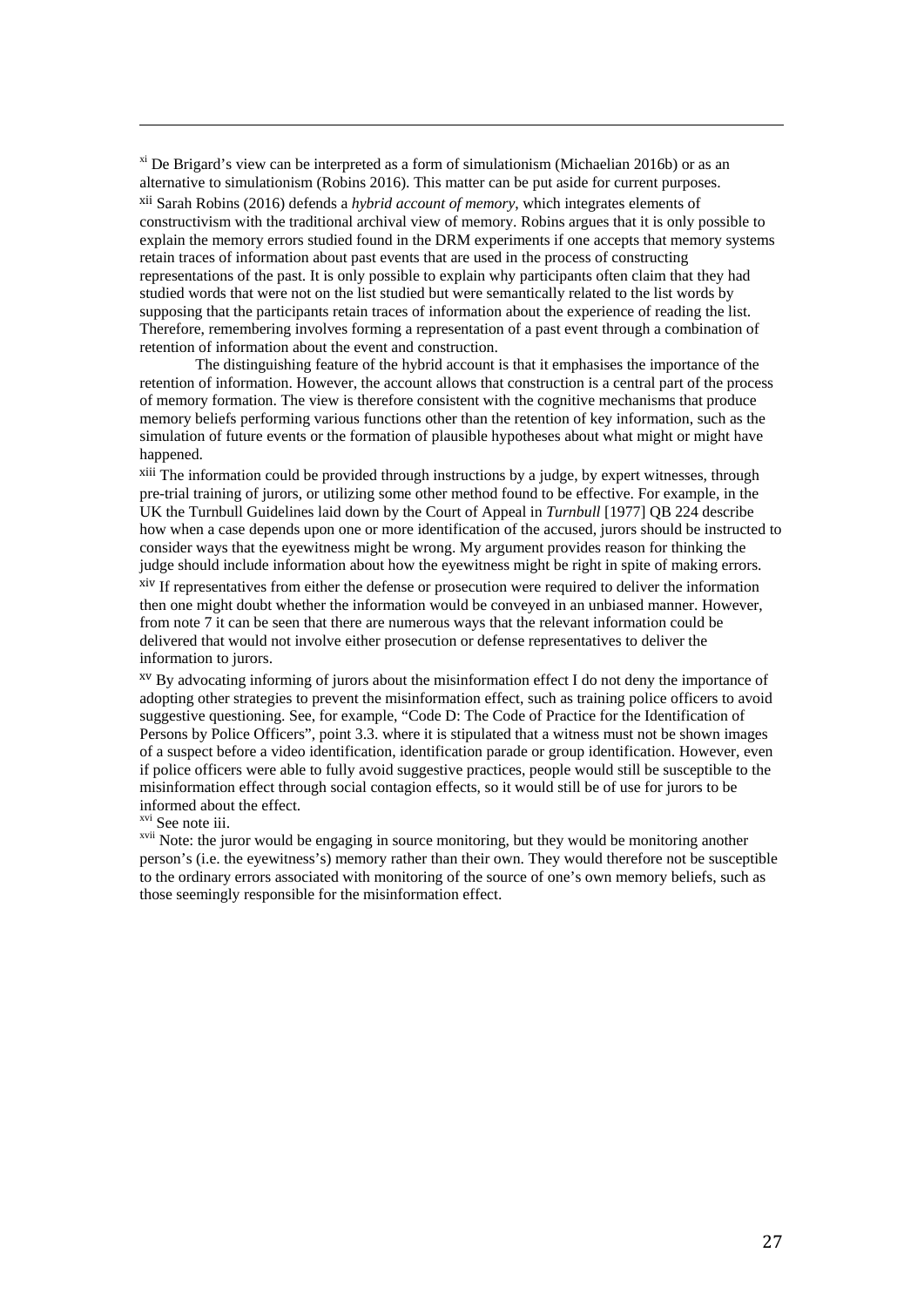[xi] De Brigard's view can be interpreted as a form of simulationism (Michaelian 2016b) or as an alternative to simulationism (Robins 2016). This matter can be put aside for current purposes.

[xii] Sarah Robins (2016) defends a *hybrid account of memory*, which integrates elements of constructivism with the traditional archival view of memory. Robins argues that it is only possible to explain the memory errors studied found in the DRM experiments if one accepts that memory systems retain traces of information about past events that are used in the process of constructing representations of the past. It is only possible to explain why participants often claim that they had studied words that were not on the list studied but were semantically related to the list words by supposing that the participants retain traces of information about the experience of reading the list. Therefore, remembering involves forming a representation of a past event through a combination of retention of information about the event and construction.

The distinguishing feature of the hybrid account is that it emphasises the importance of the retention of information. However, the account allows that construction is a central part of the process of memory formation. The view is therefore consistent with the cognitive mechanisms that produce memory beliefs performing various functions other than the retention of key information, such as the simulation of future events or the formation of plausible hypotheses about what might or might have happened.

[xiii] The information could be provided through instructions by a judge, by expert witnesses, through pre-trial training of jurors, or utilizing some other method found to be effective. For example, in the UK the Turnbull Guidelines laid down by the Court of Appeal in *Turnbull* [1977] QB 224 describe how when a case depends upon one or more identification of the accused, jurors should be instructed to consider ways that the eyewitness might be wrong. My argument provides reason for thinking the judge should include information about how the eyewitness might be right in spite of making errors.

[xiv] If representatives from either the defense or prosecution were required to deliver the information then one might doubt whether the information would be conveyed in an unbiased manner. However, from note 7 it can be seen that there are numerous ways that the relevant information could be delivered that would not involve either prosecution or defense representatives to deliver the information to jurors.

[xv] By advocating informing of jurors about the misinformation effect I do not deny the importance of adopting other strategies to prevent the misinformation effect, such as training police officers to avoid suggestive questioning. See, for example, "Code D: The Code of Practice for the Identification of Persons by Police Officers", point 3.3. where it is stipulated that a witness must not be shown images of a suspect before a video identification, identification parade or group identification. However, even if police officers were able to fully avoid suggestive practices, people would still be susceptible to the misinformation effect through social contagion effects, so it would still be of use for jurors to be informed about the effect.

[xvi] See note iii.

[xvii] Note: the juror would be engaging in source monitoring, but they would be monitoring another person's (i.e. the eyewitness's) memory rather than their own. They would therefore not be susceptible to the ordinary errors associated with monitoring of the source of one's own memory beliefs, such as those seemingly responsible for the misinformation effect.